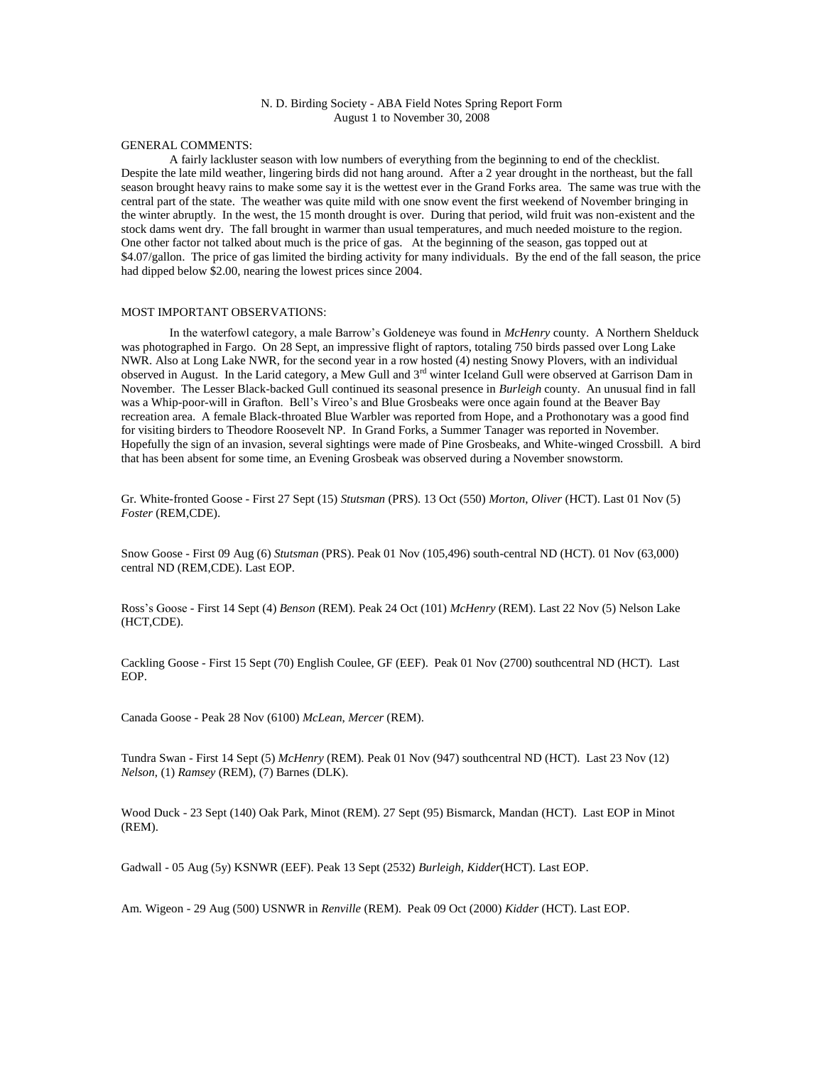N. D. Birding Society - ABA Field Notes Spring Report Form
August 1 to November 30, 2008

GENERAL COMMENTS:

A fairly lackluster season with low numbers of everything from the beginning to end of the checklist. Despite the late mild weather, lingering birds did not hang around. After a 2 year drought in the northeast, but the fall season brought heavy rains to make some say it is the wettest ever in the Grand Forks area. The same was true with the central part of the state. The weather was quite mild with one snow event the first weekend of November bringing in the winter abruptly. In the west, the 15 month drought is over. During that period, wild fruit was non-existent and the stock dams went dry. The fall brought in warmer than usual temperatures, and much needed moisture to the region. One other factor not talked about much is the price of gas. At the beginning of the season, gas topped out at $4.07/gallon. The price of gas limited the birding activity for many individuals. By the end of the fall season, the price had dipped below $2.00, nearing the lowest prices since 2004.

MOST IMPORTANT OBSERVATIONS:

In the waterfowl category, a male Barrow's Goldeneye was found in *McHenry* county. A Northern Shelduck was photographed in Fargo. On 28 Sept, an impressive flight of raptors, totaling 750 birds passed over Long Lake NWR. Also at Long Lake NWR, for the second year in a row hosted (4) nesting Snowy Plovers, with an individual observed in August. In the Larid category, a Mew Gull and 3rd winter Iceland Gull were observed at Garrison Dam in November. The Lesser Black-backed Gull continued its seasonal presence in *Burleigh* county. An unusual find in fall was a Whip-poor-will in Grafton. Bell's Vireo's and Blue Grosbeaks were once again found at the Beaver Bay recreation area. A female Black-throated Blue Warbler was reported from Hope, and a Prothonotary was a good find for visiting birders to Theodore Roosevelt NP. In Grand Forks, a Summer Tanager was reported in November. Hopefully the sign of an invasion, several sightings were made of Pine Grosbeaks, and White-winged Crossbill. A bird that has been absent for some time, an Evening Grosbeak was observed during a November snowstorm.

Gr. White-fronted Goose - First 27 Sept (15) *Stutsman* (PRS). 13 Oct (550) *Morton, Oliver* (HCT). Last 01 Nov (5) *Foster* (REM,CDE).

Snow Goose - First 09 Aug (6) *Stutsman* (PRS). Peak 01 Nov (105,496) south-central ND (HCT). 01 Nov (63,000) central ND (REM,CDE). Last EOP.

Ross's Goose - First 14 Sept (4) *Benson* (REM). Peak 24 Oct (101) *McHenry* (REM). Last 22 Nov (5) Nelson Lake (HCT,CDE).

Cackling Goose - First 15 Sept (70) English Coulee, GF (EEF). Peak 01 Nov (2700) southcentral ND (HCT). Last EOP.

Canada Goose - Peak 28 Nov (6100) *McLean, Mercer* (REM).

Tundra Swan - First 14 Sept (5) *McHenry* (REM). Peak 01 Nov (947) southcentral ND (HCT). Last 23 Nov (12) *Nelson*, (1) *Ramsey* (REM), (7) Barnes (DLK).

Wood Duck - 23 Sept (140) Oak Park, Minot (REM). 27 Sept (95) Bismarck, Mandan (HCT). Last EOP in Minot (REM).

Gadwall - 05 Aug (5y) KSNWR (EEF). Peak 13 Sept (2532) *Burleigh, Kidder*(HCT). Last EOP.

Am. Wigeon - 29 Aug (500) USNWR in *Renville* (REM). Peak 09 Oct (2000) *Kidder* (HCT). Last EOP.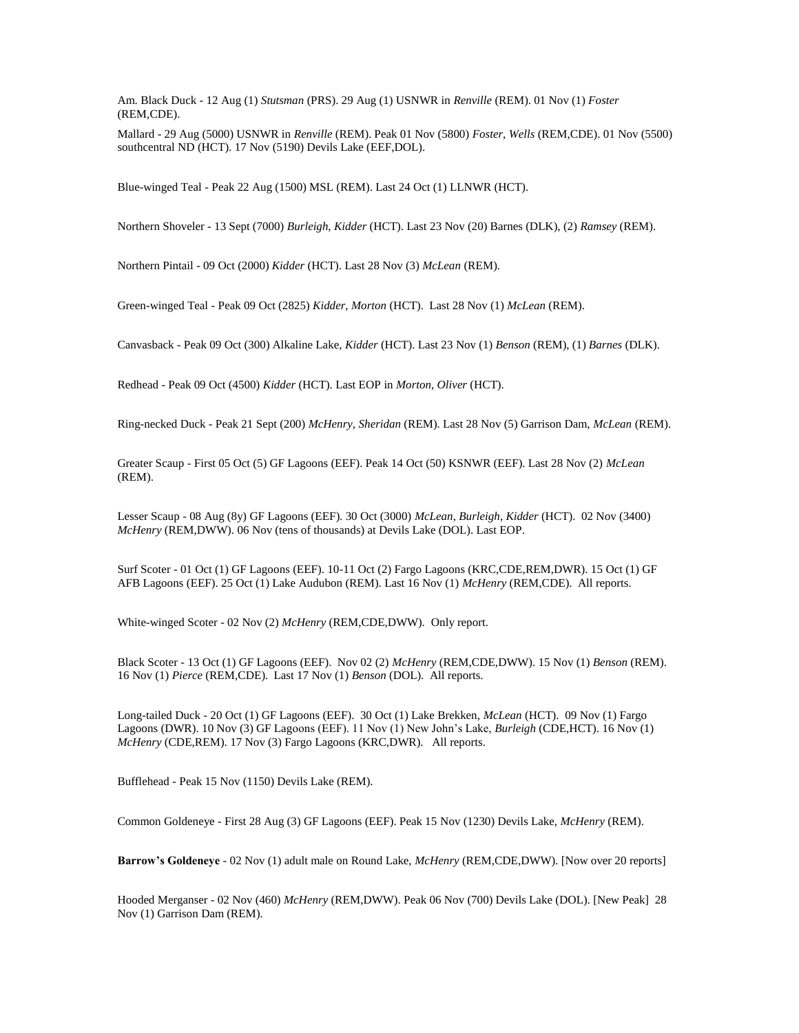Am. Black Duck - 12 Aug (1) *Stutsman* (PRS). 29 Aug (1) USNWR in *Renville* (REM). 01 Nov (1) *Foster* (REM,CDE).

Mallard - 29 Aug (5000) USNWR in *Renville* (REM). Peak 01 Nov (5800) *Foster*, *Wells* (REM,CDE). 01 Nov (5500) southcentral ND (HCT). 17 Nov (5190) Devils Lake (EEF,DOL).

Blue-winged Teal - Peak 22 Aug (1500) MSL (REM). Last 24 Oct (1) LLNWR (HCT).

Northern Shoveler - 13 Sept (7000) *Burleigh*, *Kidder* (HCT). Last 23 Nov (20) Barnes (DLK), (2) *Ramsey* (REM).

Northern Pintail - 09 Oct (2000) *Kidder* (HCT). Last 28 Nov (3) *McLean* (REM).

Green-winged Teal - Peak 09 Oct (2825) *Kidder*, *Morton* (HCT). Last 28 Nov (1) *McLean* (REM).

Canvasback - Peak 09 Oct (300) Alkaline Lake, *Kidder* (HCT). Last 23 Nov (1) *Benson* (REM), (1) *Barnes* (DLK).

Redhead - Peak 09 Oct (4500) *Kidder* (HCT). Last EOP in *Morton*, *Oliver* (HCT).

Ring-necked Duck - Peak 21 Sept (200) *McHenry*, *Sheridan* (REM). Last 28 Nov (5) Garrison Dam, *McLean* (REM).

Greater Scaup - First 05 Oct (5) GF Lagoons (EEF). Peak 14 Oct (50) KSNWR (EEF). Last 28 Nov (2) *McLean* (REM).

Lesser Scaup - 08 Aug (8y) GF Lagoons (EEF). 30 Oct (3000) *McLean*, *Burleigh*, *Kidder* (HCT). 02 Nov (3400) *McHenry* (REM,DWW). 06 Nov (tens of thousands) at Devils Lake (DOL). Last EOP.

Surf Scoter - 01 Oct (1) GF Lagoons (EEF). 10-11 Oct (2) Fargo Lagoons (KRC,CDE,REM,DWR). 15 Oct (1) GF AFB Lagoons (EEF). 25 Oct (1) Lake Audubon (REM). Last 16 Nov (1) *McHenry* (REM,CDE). All reports.

White-winged Scoter - 02 Nov (2) *McHenry* (REM,CDE,DWW). Only report.

Black Scoter - 13 Oct (1) GF Lagoons (EEF). Nov 02 (2) *McHenry* (REM,CDE,DWW). 15 Nov (1) *Benson* (REM). 16 Nov (1) *Pierce* (REM,CDE). Last 17 Nov (1) *Benson* (DOL). All reports.

Long-tailed Duck - 20 Oct (1) GF Lagoons (EEF). 30 Oct (1) Lake Brekken, *McLean* (HCT). 09 Nov (1) Fargo Lagoons (DWR). 10 Nov (3) GF Lagoons (EEF). 11 Nov (1) New John's Lake, *Burleigh* (CDE,HCT). 16 Nov (1) *McHenry* (CDE,REM). 17 Nov (3) Fargo Lagoons (KRC,DWR). All reports.

Bufflehead - Peak 15 Nov (1150) Devils Lake (REM).

Common Goldeneye - First 28 Aug (3) GF Lagoons (EEF). Peak 15 Nov (1230) Devils Lake, *McHenry* (REM).

**Barrow's Goldeneye** - 02 Nov (1) adult male on Round Lake, *McHenry* (REM,CDE,DWW). [Now over 20 reports]

Hooded Merganser - 02 Nov (460) *McHenry* (REM,DWW). Peak 06 Nov (700) Devils Lake (DOL). [New Peak] 28 Nov (1) Garrison Dam (REM).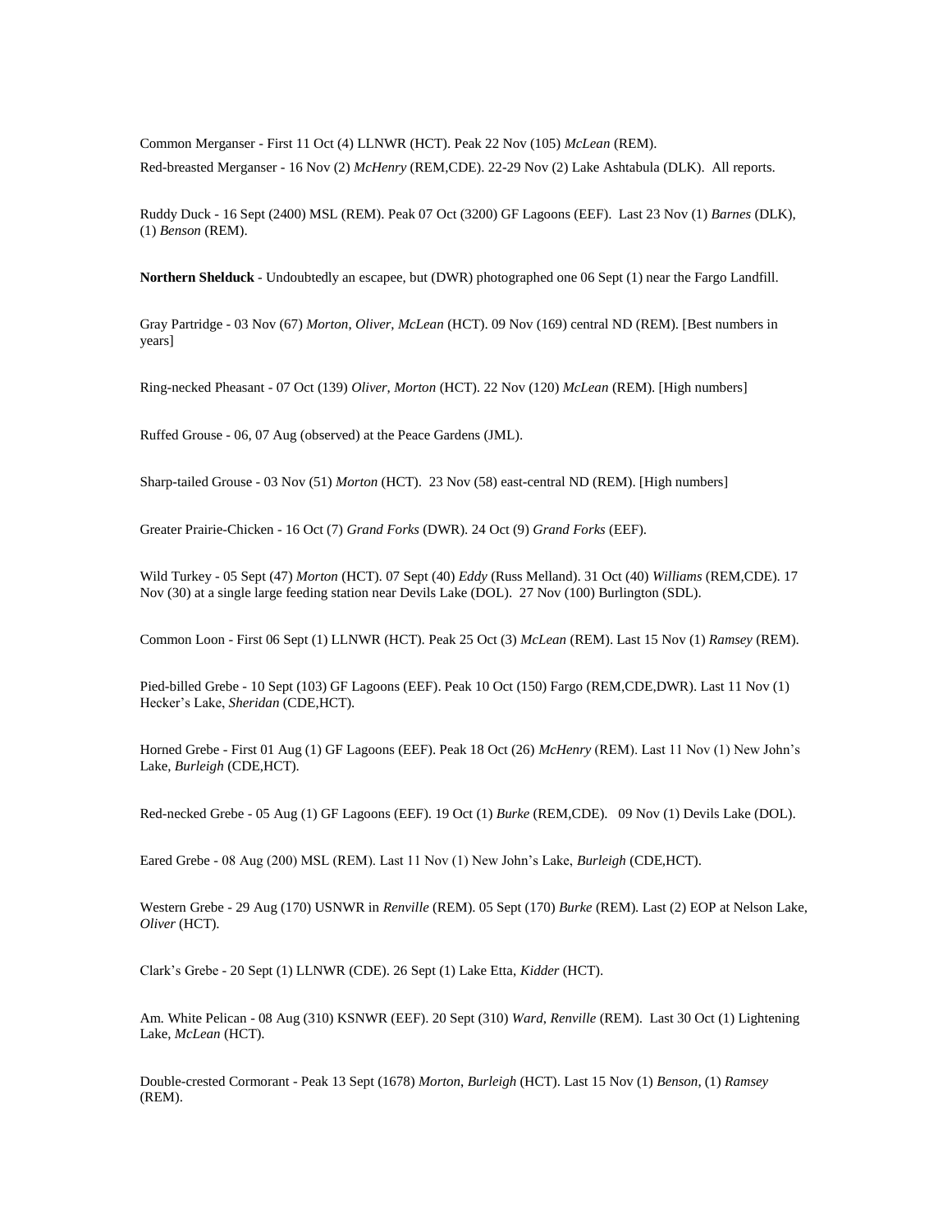Common Merganser - First 11 Oct (4) LLNWR (HCT). Peak 22 Nov (105) *McLean* (REM).

Red-breasted Merganser - 16 Nov (2) *McHenry* (REM,CDE). 22-29 Nov (2) Lake Ashtabula (DLK). All reports.

Ruddy Duck - 16 Sept (2400) MSL (REM). Peak 07 Oct (3200) GF Lagoons (EEF). Last 23 Nov (1) *Barnes* (DLK), (1) *Benson* (REM).

**Northern Shelduck** - Undoubtedly an escapee, but (DWR) photographed one 06 Sept (1) near the Fargo Landfill.

Gray Partridge - 03 Nov (67) *Morton*, *Oliver*, *McLean* (HCT). 09 Nov (169) central ND (REM). [Best numbers in years]

Ring-necked Pheasant - 07 Oct (139) *Oliver*, *Morton* (HCT). 22 Nov (120) *McLean* (REM). [High numbers]

Ruffed Grouse - 06, 07 Aug (observed) at the Peace Gardens (JML).

Sharp-tailed Grouse - 03 Nov (51) *Morton* (HCT). 23 Nov (58) east-central ND (REM). [High numbers]

Greater Prairie-Chicken - 16 Oct (7) *Grand Forks* (DWR). 24 Oct (9) *Grand Forks* (EEF).

Wild Turkey - 05 Sept (47) *Morton* (HCT). 07 Sept (40) *Eddy* (Russ Melland). 31 Oct (40) *Williams* (REM,CDE). 17 Nov (30) at a single large feeding station near Devils Lake (DOL). 27 Nov (100) Burlington (SDL).

Common Loon - First 06 Sept (1) LLNWR (HCT). Peak 25 Oct (3) *McLean* (REM). Last 15 Nov (1) *Ramsey* (REM).

Pied-billed Grebe - 10 Sept (103) GF Lagoons (EEF). Peak 10 Oct (150) Fargo (REM,CDE,DWR). Last 11 Nov (1) Hecker's Lake, *Sheridan* (CDE,HCT).

Horned Grebe - First 01 Aug (1) GF Lagoons (EEF). Peak 18 Oct (26) *McHenry* (REM). Last 11 Nov (1) New John's Lake, *Burleigh* (CDE,HCT).

Red-necked Grebe - 05 Aug (1) GF Lagoons (EEF). 19 Oct (1) *Burke* (REM,CDE). 09 Nov (1) Devils Lake (DOL).

Eared Grebe - 08 Aug (200) MSL (REM). Last 11 Nov (1) New John's Lake, *Burleigh* (CDE,HCT).

Western Grebe - 29 Aug (170) USNWR in *Renville* (REM). 05 Sept (170) *Burke* (REM). Last (2) EOP at Nelson Lake, *Oliver* (HCT).

Clark's Grebe - 20 Sept (1) LLNWR (CDE). 26 Sept (1) Lake Etta, *Kidder* (HCT).

Am. White Pelican - 08 Aug (310) KSNWR (EEF). 20 Sept (310) *Ward*, *Renville* (REM). Last 30 Oct (1) Lightening Lake, *McLean* (HCT).

Double-crested Cormorant - Peak 13 Sept (1678) *Morton*, *Burleigh* (HCT). Last 15 Nov (1) *Benson*, (1) *Ramsey* (REM).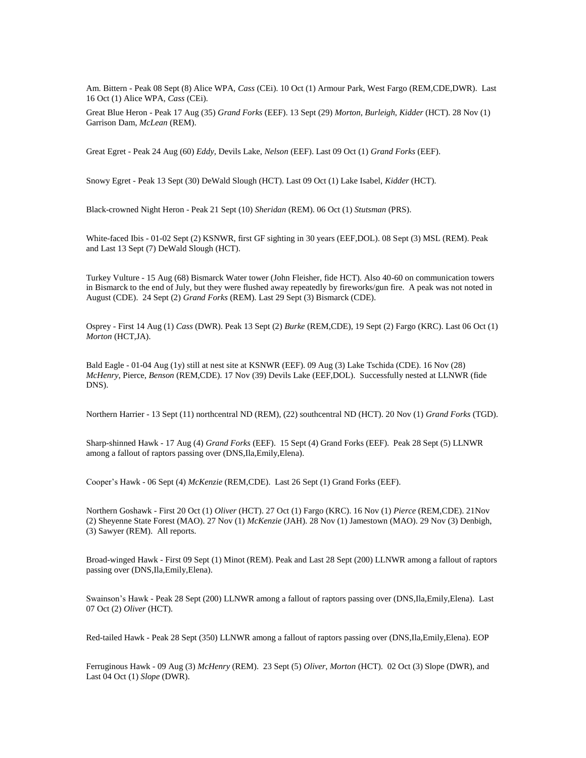Am. Bittern - Peak 08 Sept (8) Alice WPA, *Cass* (CEi). 10 Oct (1) Armour Park, West Fargo (REM,CDE,DWR). Last 16 Oct (1) Alice WPA, *Cass* (CEi).

Great Blue Heron - Peak 17 Aug (35) *Grand Forks* (EEF). 13 Sept (29) *Morton*, *Burleigh*, *Kidder* (HCT). 28 Nov (1) Garrison Dam, *McLean* (REM).

Great Egret - Peak 24 Aug (60) *Eddy*, Devils Lake, *Nelson* (EEF). Last 09 Oct (1) *Grand Forks* (EEF).

Snowy Egret - Peak 13 Sept (30) DeWald Slough (HCT). Last 09 Oct (1) Lake Isabel, *Kidder* (HCT).

Black-crowned Night Heron - Peak 21 Sept (10) *Sheridan* (REM). 06 Oct (1) *Stutsman* (PRS).

White-faced Ibis - 01-02 Sept (2) KSNWR, first GF sighting in 30 years (EEF,DOL). 08 Sept (3) MSL (REM). Peak and Last 13 Sept (7) DeWald Slough (HCT).

Turkey Vulture - 15 Aug (68) Bismarck Water tower (John Fleisher, fide HCT). Also 40-60 on communication towers in Bismarck to the end of July, but they were flushed away repeatedly by fireworks/gun fire. A peak was not noted in August (CDE). 24 Sept (2) *Grand Forks* (REM). Last 29 Sept (3) Bismarck (CDE).

Osprey - First 14 Aug (1) *Cass* (DWR). Peak 13 Sept (2) *Burke* (REM,CDE), 19 Sept (2) Fargo (KRC). Last 06 Oct (1) *Morton* (HCT,JA).

Bald Eagle - 01-04 Aug (1y) still at nest site at KSNWR (EEF). 09 Aug (3) Lake Tschida (CDE). 16 Nov (28) *McHenry*, Pierce, *Benson* (REM,CDE). 17 Nov (39) Devils Lake (EEF,DOL). Successfully nested at LLNWR (fide DNS).

Northern Harrier - 13 Sept (11) northcentral ND (REM), (22) southcentral ND (HCT). 20 Nov (1) *Grand Forks* (TGD).

Sharp-shinned Hawk - 17 Aug (4) *Grand Forks* (EEF). 15 Sept (4) Grand Forks (EEF). Peak 28 Sept (5) LLNWR among a fallout of raptors passing over (DNS,Ila,Emily,Elena).

Cooper's Hawk - 06 Sept (4) *McKenzie* (REM,CDE). Last 26 Sept (1) Grand Forks (EEF).

Northern Goshawk - First 20 Oct (1) *Oliver* (HCT). 27 Oct (1) Fargo (KRC). 16 Nov (1) *Pierce* (REM,CDE). 21Nov (2) Sheyenne State Forest (MAO). 27 Nov (1) *McKenzie* (JAH). 28 Nov (1) Jamestown (MAO). 29 Nov (3) Denbigh, (3) Sawyer (REM). All reports.

Broad-winged Hawk - First 09 Sept (1) Minot (REM). Peak and Last 28 Sept (200) LLNWR among a fallout of raptors passing over (DNS,Ila,Emily,Elena).

Swainson's Hawk - Peak 28 Sept (200) LLNWR among a fallout of raptors passing over (DNS,Ila,Emily,Elena). Last 07 Oct (2) *Oliver* (HCT).

Red-tailed Hawk - Peak 28 Sept (350) LLNWR among a fallout of raptors passing over (DNS,Ila,Emily,Elena). EOP

Ferruginous Hawk - 09 Aug (3) *McHenry* (REM). 23 Sept (5) *Oliver*, *Morton* (HCT). 02 Oct (3) Slope (DWR), and Last 04 Oct (1) *Slope* (DWR).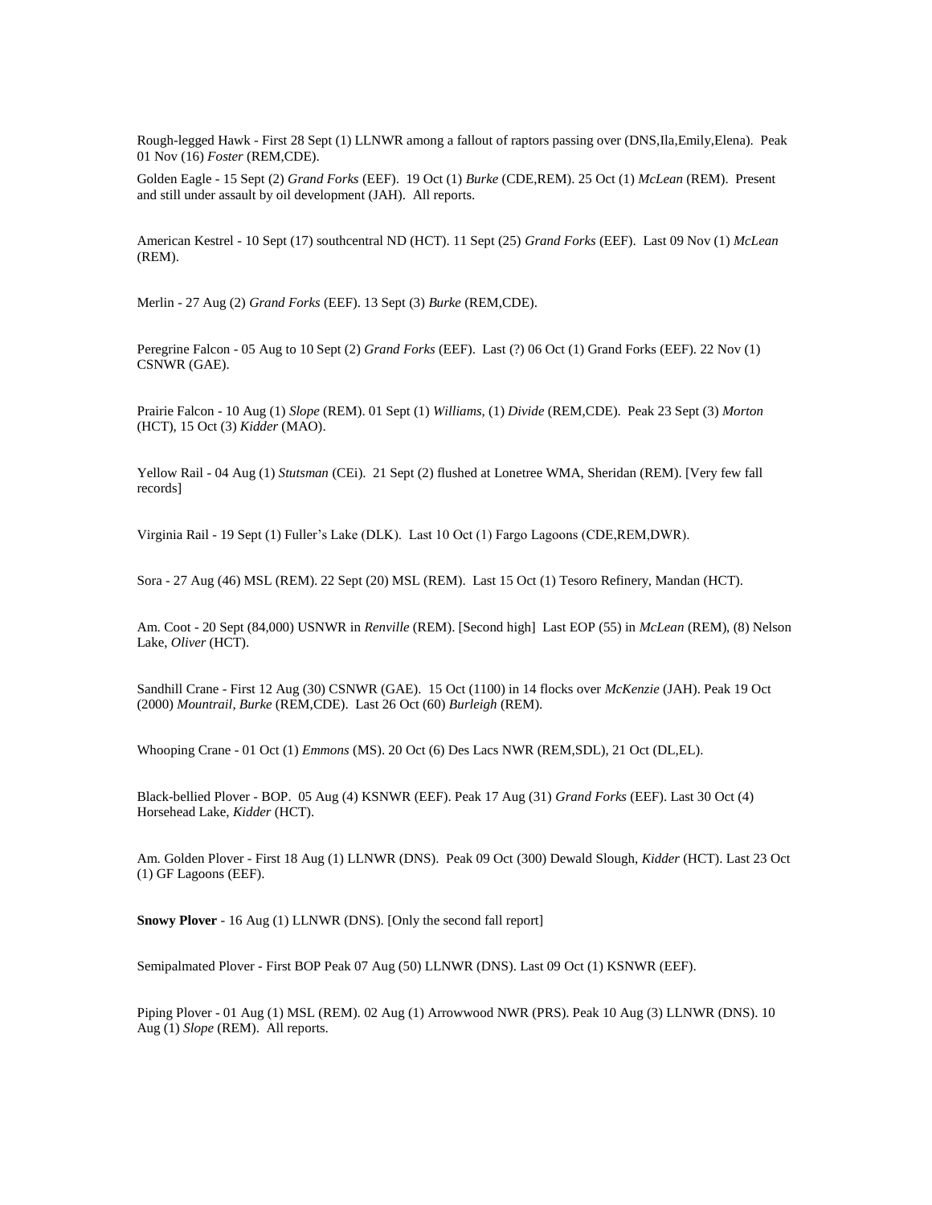Rough-legged Hawk - First 28 Sept (1) LLNWR among a fallout of raptors passing over (DNS,Ila,Emily,Elena). Peak 01 Nov (16) *Foster* (REM,CDE).

Golden Eagle - 15 Sept (2) *Grand Forks* (EEF). 19 Oct (1) *Burke* (CDE,REM). 25 Oct (1) *McLean* (REM). Present and still under assault by oil development (JAH). All reports.

American Kestrel - 10 Sept (17) southcentral ND (HCT). 11 Sept (25) *Grand Forks* (EEF). Last 09 Nov (1) *McLean* (REM).

Merlin - 27 Aug (2) *Grand Forks* (EEF). 13 Sept (3) *Burke* (REM,CDE).

Peregrine Falcon - 05 Aug to 10 Sept (2) *Grand Forks* (EEF). Last (?) 06 Oct (1) Grand Forks (EEF). 22 Nov (1) CSNWR (GAE).

Prairie Falcon - 10 Aug (1) *Slope* (REM). 01 Sept (1) *Williams*, (1) *Divide* (REM,CDE). Peak 23 Sept (3) *Morton* (HCT), 15 Oct (3) *Kidder* (MAO).

Yellow Rail - 04 Aug (1) *Stutsman* (CEi). 21 Sept (2) flushed at Lonetree WMA, Sheridan (REM). [Very few fall records]

Virginia Rail - 19 Sept (1) Fuller's Lake (DLK). Last 10 Oct (1) Fargo Lagoons (CDE,REM,DWR).

Sora - 27 Aug (46) MSL (REM). 22 Sept (20) MSL (REM). Last 15 Oct (1) Tesoro Refinery, Mandan (HCT).

Am. Coot - 20 Sept (84,000) USNWR in *Renville* (REM). [Second high] Last EOP (55) in *McLean* (REM), (8) Nelson Lake, *Oliver* (HCT).

Sandhill Crane - First 12 Aug (30) CSNWR (GAE). 15 Oct (1100) in 14 flocks over *McKenzie* (JAH). Peak 19 Oct (2000) *Mountrail, Burke* (REM,CDE). Last 26 Oct (60) *Burleigh* (REM).

Whooping Crane - 01 Oct (1) *Emmons* (MS). 20 Oct (6) Des Lacs NWR (REM,SDL), 21 Oct (DL,EL).

Black-bellied Plover - BOP. 05 Aug (4) KSNWR (EEF). Peak 17 Aug (31) *Grand Forks* (EEF). Last 30 Oct (4) Horsehead Lake, *Kidder* (HCT).

Am. Golden Plover - First 18 Aug (1) LLNWR (DNS). Peak 09 Oct (300) Dewald Slough, *Kidder* (HCT). Last 23 Oct (1) GF Lagoons (EEF).

**Snowy Plover** - 16 Aug (1) LLNWR (DNS). [Only the second fall report]

Semipalmated Plover - First BOP Peak 07 Aug (50) LLNWR (DNS). Last 09 Oct (1) KSNWR (EEF).

Piping Plover - 01 Aug (1) MSL (REM). 02 Aug (1) Arrowwood NWR (PRS). Peak 10 Aug (3) LLNWR (DNS). 10 Aug (1) *Slope* (REM). All reports.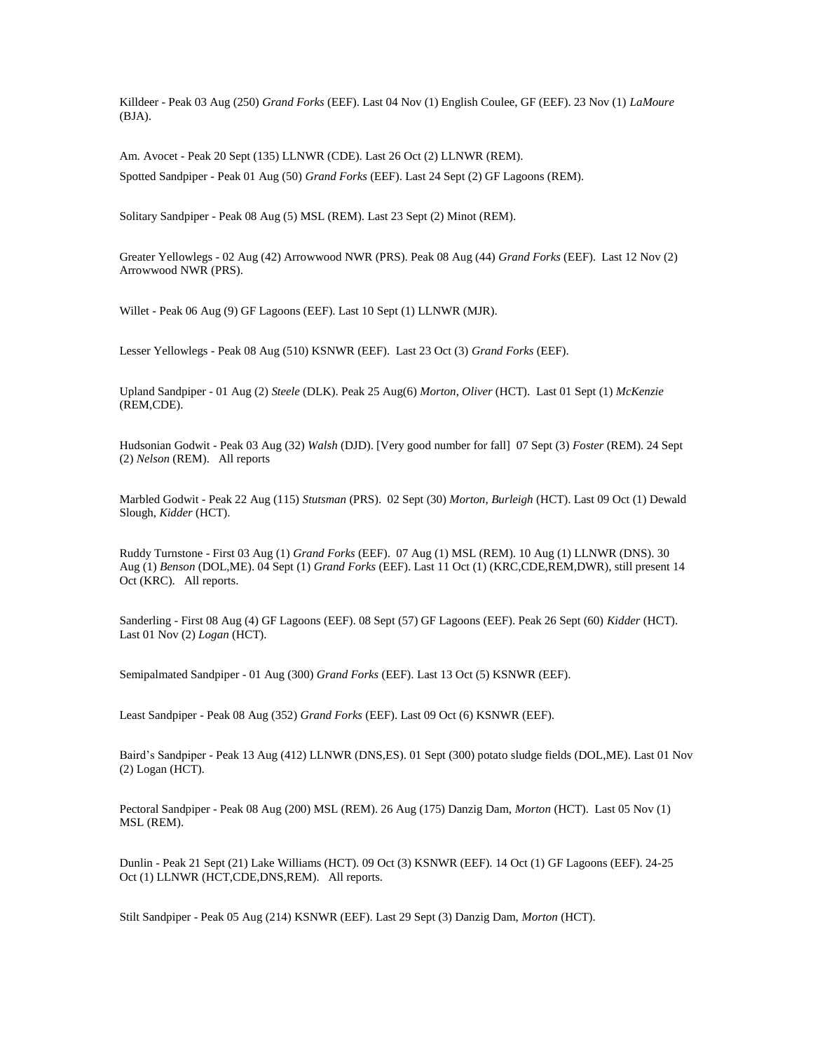Killdeer - Peak 03 Aug (250) *Grand Forks* (EEF). Last 04 Nov (1) English Coulee, GF (EEF). 23 Nov (1) *LaMoure* (BJA).

Am. Avocet - Peak 20 Sept (135) LLNWR (CDE). Last 26 Oct (2) LLNWR (REM).

Spotted Sandpiper - Peak 01 Aug (50) *Grand Forks* (EEF). Last 24 Sept (2) GF Lagoons (REM).

Solitary Sandpiper - Peak 08 Aug (5) MSL (REM). Last 23 Sept (2) Minot (REM).

Greater Yellowlegs - 02 Aug (42) Arrowwood NWR (PRS). Peak 08 Aug (44) *Grand Forks* (EEF). Last 12 Nov (2) Arrowwood NWR (PRS).

Willet - Peak 06 Aug (9) GF Lagoons (EEF). Last 10 Sept (1) LLNWR (MJR).

Lesser Yellowlegs - Peak 08 Aug (510) KSNWR (EEF). Last 23 Oct (3) *Grand Forks* (EEF).

Upland Sandpiper - 01 Aug (2) *Steele* (DLK). Peak 25 Aug(6) *Morton*, *Oliver* (HCT). Last 01 Sept (1) *McKenzie* (REM,CDE).

Hudsonian Godwit - Peak 03 Aug (32) *Walsh* (DJD). [Very good number for fall] 07 Sept (3) *Foster* (REM). 24 Sept (2) *Nelson* (REM). All reports

Marbled Godwit - Peak 22 Aug (115) *Stutsman* (PRS). 02 Sept (30) *Morton*, *Burleigh* (HCT). Last 09 Oct (1) Dewald Slough, *Kidder* (HCT).

Ruddy Turnstone - First 03 Aug (1) *Grand Forks* (EEF). 07 Aug (1) MSL (REM). 10 Aug (1) LLNWR (DNS). 30 Aug (1) *Benson* (DOL,ME). 04 Sept (1) *Grand Forks* (EEF). Last 11 Oct (1) (KRC,CDE,REM,DWR), still present 14 Oct (KRC). All reports.

Sanderling - First 08 Aug (4) GF Lagoons (EEF). 08 Sept (57) GF Lagoons (EEF). Peak 26 Sept (60) *Kidder* (HCT). Last 01 Nov (2) *Logan* (HCT).

Semipalmated Sandpiper - 01 Aug (300) *Grand Forks* (EEF). Last 13 Oct (5) KSNWR (EEF).

Least Sandpiper - Peak 08 Aug (352) *Grand Forks* (EEF). Last 09 Oct (6) KSNWR (EEF).

Baird's Sandpiper - Peak 13 Aug (412) LLNWR (DNS,ES). 01 Sept (300) potato sludge fields (DOL,ME). Last 01 Nov (2) Logan (HCT).

Pectoral Sandpiper - Peak 08 Aug (200) MSL (REM). 26 Aug (175) Danzig Dam, *Morton* (HCT). Last 05 Nov (1) MSL (REM).

Dunlin - Peak 21 Sept (21) Lake Williams (HCT). 09 Oct (3) KSNWR (EEF). 14 Oct (1) GF Lagoons (EEF). 24-25 Oct (1) LLNWR (HCT,CDE,DNS,REM). All reports.

Stilt Sandpiper - Peak 05 Aug (214) KSNWR (EEF). Last 29 Sept (3) Danzig Dam, *Morton* (HCT).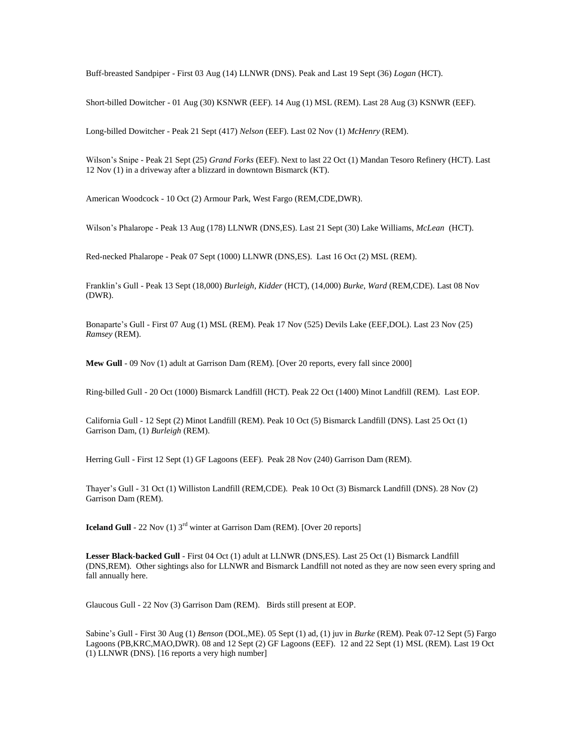Buff-breasted Sandpiper - First 03 Aug (14) LLNWR (DNS). Peak and Last 19 Sept (36) *Logan* (HCT).

Short-billed Dowitcher - 01 Aug (30) KSNWR (EEF). 14 Aug (1) MSL (REM). Last 28 Aug (3) KSNWR (EEF).

Long-billed Dowitcher - Peak 21 Sept (417) *Nelson* (EEF). Last 02 Nov (1) *McHenry* (REM).

Wilson's Snipe - Peak 21 Sept (25) *Grand Forks* (EEF). Next to last 22 Oct (1) Mandan Tesoro Refinery (HCT). Last 12 Nov (1) in a driveway after a blizzard in downtown Bismarck (KT).

American Woodcock - 10 Oct (2) Armour Park, West Fargo (REM,CDE,DWR).

Wilson's Phalarope - Peak 13 Aug (178) LLNWR (DNS,ES). Last 21 Sept (30) Lake Williams, *McLean* (HCT).

Red-necked Phalarope - Peak 07 Sept (1000) LLNWR (DNS,ES). Last 16 Oct (2) MSL (REM).

Franklin's Gull - Peak 13 Sept (18,000) *Burleigh*, *Kidder* (HCT), (14,000) *Burke*, *Ward* (REM,CDE). Last 08 Nov (DWR).

Bonaparte's Gull - First 07 Aug (1) MSL (REM). Peak 17 Nov (525) Devils Lake (EEF,DOL). Last 23 Nov (25) *Ramsey* (REM).

**Mew Gull** - 09 Nov (1) adult at Garrison Dam (REM). [Over 20 reports, every fall since 2000]

Ring-billed Gull - 20 Oct (1000) Bismarck Landfill (HCT). Peak 22 Oct (1400) Minot Landfill (REM). Last EOP.

California Gull - 12 Sept (2) Minot Landfill (REM). Peak 10 Oct (5) Bismarck Landfill (DNS). Last 25 Oct (1) Garrison Dam, (1) *Burleigh* (REM).

Herring Gull - First 12 Sept (1) GF Lagoons (EEF). Peak 28 Nov (240) Garrison Dam (REM).

Thayer's Gull - 31 Oct (1) Williston Landfill (REM,CDE). Peak 10 Oct (3) Bismarck Landfill (DNS). 28 Nov (2) Garrison Dam (REM).

**Iceland Gull** - 22 Nov (1) 3rd winter at Garrison Dam (REM). [Over 20 reports]

**Lesser Black-backed Gull** - First 04 Oct (1) adult at LLNWR (DNS,ES). Last 25 Oct (1) Bismarck Landfill (DNS,REM). Other sightings also for LLNWR and Bismarck Landfill not noted as they are now seen every spring and fall annually here.

Glaucous Gull - 22 Nov (3) Garrison Dam (REM). Birds still present at EOP.

Sabine's Gull - First 30 Aug (1) *Benson* (DOL,ME). 05 Sept (1) ad, (1) juv in *Burke* (REM). Peak 07-12 Sept (5) Fargo Lagoons (PB,KRC,MAO,DWR). 08 and 12 Sept (2) GF Lagoons (EEF). 12 and 22 Sept (1) MSL (REM). Last 19 Oct (1) LLNWR (DNS). [16 reports a very high number]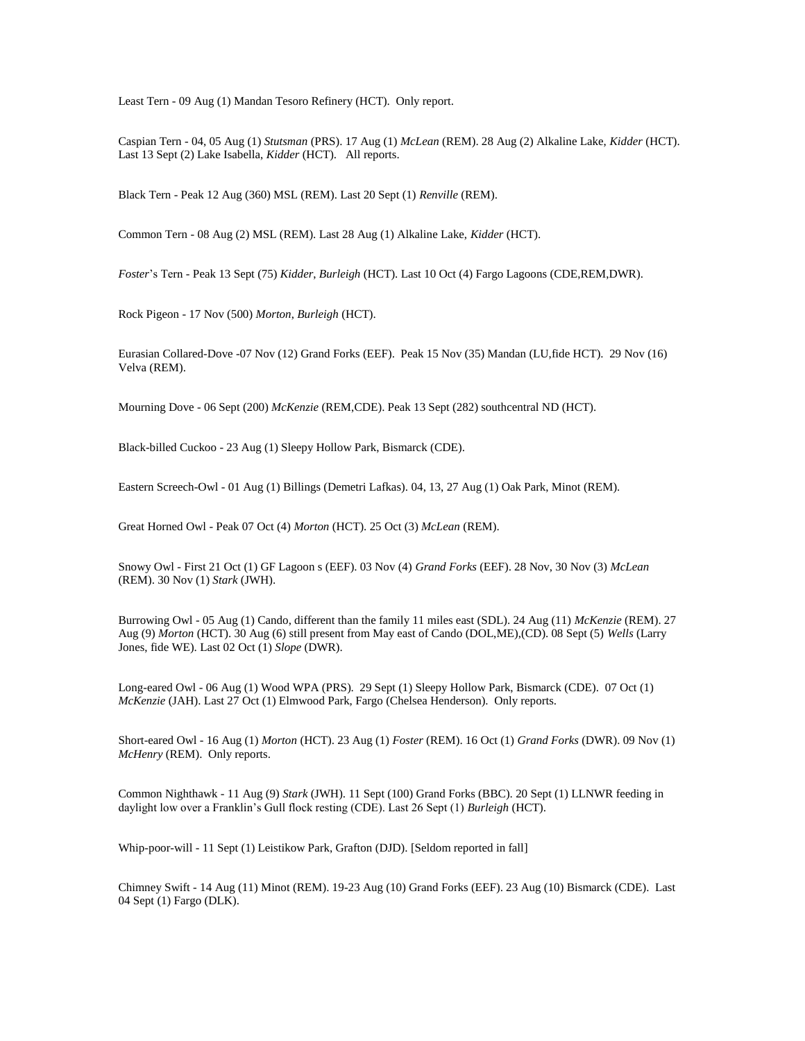Least Tern - 09 Aug (1) Mandan Tesoro Refinery (HCT). Only report.

Caspian Tern - 04, 05 Aug (1) *Stutsman* (PRS). 17 Aug (1) *McLean* (REM). 28 Aug (2) Alkaline Lake, *Kidder* (HCT). Last 13 Sept (2) Lake Isabella, *Kidder* (HCT). All reports.

Black Tern - Peak 12 Aug (360) MSL (REM). Last 20 Sept (1) *Renville* (REM).

Common Tern - 08 Aug (2) MSL (REM). Last 28 Aug (1) Alkaline Lake, *Kidder* (HCT).

*Foster*'s Tern - Peak 13 Sept (75) *Kidder*, *Burleigh* (HCT). Last 10 Oct (4) Fargo Lagoons (CDE,REM,DWR).

Rock Pigeon - 17 Nov (500) *Morton*, *Burleigh* (HCT).

Eurasian Collared-Dove -07 Nov (12) Grand Forks (EEF). Peak 15 Nov (35) Mandan (LU,fide HCT). 29 Nov (16) Velva (REM).

Mourning Dove - 06 Sept (200) *McKenzie* (REM,CDE). Peak 13 Sept (282) southcentral ND (HCT).

Black-billed Cuckoo - 23 Aug (1) Sleepy Hollow Park, Bismarck (CDE).

Eastern Screech-Owl - 01 Aug (1) Billings (Demetri Lafkas). 04, 13, 27 Aug (1) Oak Park, Minot (REM).

Great Horned Owl - Peak 07 Oct (4) *Morton* (HCT). 25 Oct (3) *McLean* (REM).

Snowy Owl - First 21 Oct (1) GF Lagoon s (EEF). 03 Nov (4) *Grand Forks* (EEF). 28 Nov, 30 Nov (3) *McLean* (REM). 30 Nov (1) *Stark* (JWH).

Burrowing Owl - 05 Aug (1) Cando, different than the family 11 miles east (SDL). 24 Aug (11) *McKenzie* (REM). 27 Aug (9) *Morton* (HCT). 30 Aug (6) still present from May east of Cando (DOL,ME),(CD). 08 Sept (5) *Wells* (Larry Jones, fide WE). Last 02 Oct (1) *Slope* (DWR).

Long-eared Owl - 06 Aug (1) Wood WPA (PRS). 29 Sept (1) Sleepy Hollow Park, Bismarck (CDE). 07 Oct (1) *McKenzie* (JAH). Last 27 Oct (1) Elmwood Park, Fargo (Chelsea Henderson). Only reports.

Short-eared Owl - 16 Aug (1) *Morton* (HCT). 23 Aug (1) *Foster* (REM). 16 Oct (1) *Grand Forks* (DWR). 09 Nov (1) *McHenry* (REM). Only reports.

Common Nighthawk - 11 Aug (9) *Stark* (JWH). 11 Sept (100) Grand Forks (BBC). 20 Sept (1) LLNWR feeding in daylight low over a Franklin's Gull flock resting (CDE). Last 26 Sept (1) *Burleigh* (HCT).

Whip-poor-will - 11 Sept (1) Leistikow Park, Grafton (DJD). [Seldom reported in fall]

Chimney Swift - 14 Aug (11) Minot (REM). 19-23 Aug (10) Grand Forks (EEF). 23 Aug (10) Bismarck (CDE). Last 04 Sept (1) Fargo (DLK).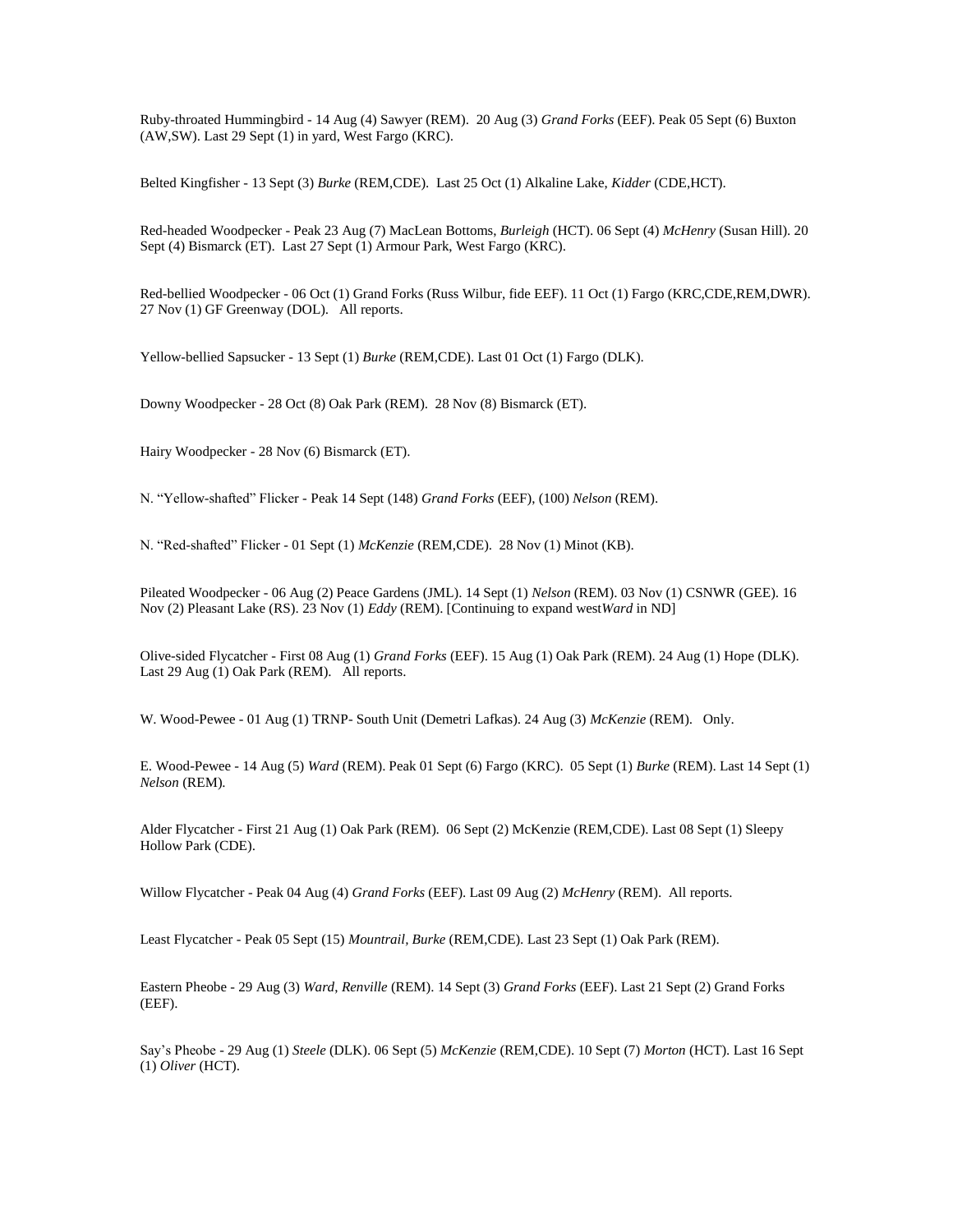Ruby-throated Hummingbird - 14 Aug (4) Sawyer (REM). 20 Aug (3) *Grand Forks* (EEF). Peak 05 Sept (6) Buxton (AW,SW). Last 29 Sept (1) in yard, West Fargo (KRC).

Belted Kingfisher - 13 Sept (3) *Burke* (REM,CDE). Last 25 Oct (1) Alkaline Lake, *Kidder* (CDE,HCT).

Red-headed Woodpecker - Peak 23 Aug (7) MacLean Bottoms, *Burleigh* (HCT). 06 Sept (4) *McHenry* (Susan Hill). 20 Sept (4) Bismarck (ET). Last 27 Sept (1) Armour Park, West Fargo (KRC).

Red-bellied Woodpecker - 06 Oct (1) Grand Forks (Russ Wilbur, fide EEF). 11 Oct (1) Fargo (KRC,CDE,REM,DWR). 27 Nov (1) GF Greenway (DOL). All reports.

Yellow-bellied Sapsucker - 13 Sept (1) *Burke* (REM,CDE). Last 01 Oct (1) Fargo (DLK).

Downy Woodpecker - 28 Oct (8) Oak Park (REM). 28 Nov (8) Bismarck (ET).

Hairy Woodpecker - 28 Nov (6) Bismarck (ET).

N. "Yellow-shafted" Flicker - Peak 14 Sept (148) *Grand Forks* (EEF), (100) *Nelson* (REM).

N. "Red-shafted" Flicker - 01 Sept (1) *McKenzie* (REM,CDE). 28 Nov (1) Minot (KB).

Pileated Woodpecker - 06 Aug (2) Peace Gardens (JML). 14 Sept (1) *Nelson* (REM). 03 Nov (1) CSNWR (GEE). 16 Nov (2) Pleasant Lake (RS). 23 Nov (1) *Eddy* (REM). [Continuing to expand west*Ward* in ND]

Olive-sided Flycatcher - First 08 Aug (1) *Grand Forks* (EEF). 15 Aug (1) Oak Park (REM). 24 Aug (1) Hope (DLK). Last 29 Aug (1) Oak Park (REM). All reports.

W. Wood-Pewee - 01 Aug (1) TRNP- South Unit (Demetri Lafkas). 24 Aug (3) *McKenzie* (REM). Only.

E. Wood-Pewee - 14 Aug (5) *Ward* (REM). Peak 01 Sept (6) Fargo (KRC). 05 Sept (1) *Burke* (REM). Last 14 Sept (1) *Nelson* (REM).

Alder Flycatcher - First 21 Aug (1) Oak Park (REM). 06 Sept (2) McKenzie (REM,CDE). Last 08 Sept (1) Sleepy Hollow Park (CDE).

Willow Flycatcher - Peak 04 Aug (4) *Grand Forks* (EEF). Last 09 Aug (2) *McHenry* (REM). All reports.

Least Flycatcher - Peak 05 Sept (15) *Mountrail*, *Burke* (REM,CDE). Last 23 Sept (1) Oak Park (REM).

Eastern Pheobe - 29 Aug (3) *Ward*, *Renville* (REM). 14 Sept (3) *Grand Forks* (EEF). Last 21 Sept (2) Grand Forks (EEF).

Say's Pheobe - 29 Aug (1) *Steele* (DLK). 06 Sept (5) *McKenzie* (REM,CDE). 10 Sept (7) *Morton* (HCT). Last 16 Sept (1) *Oliver* (HCT).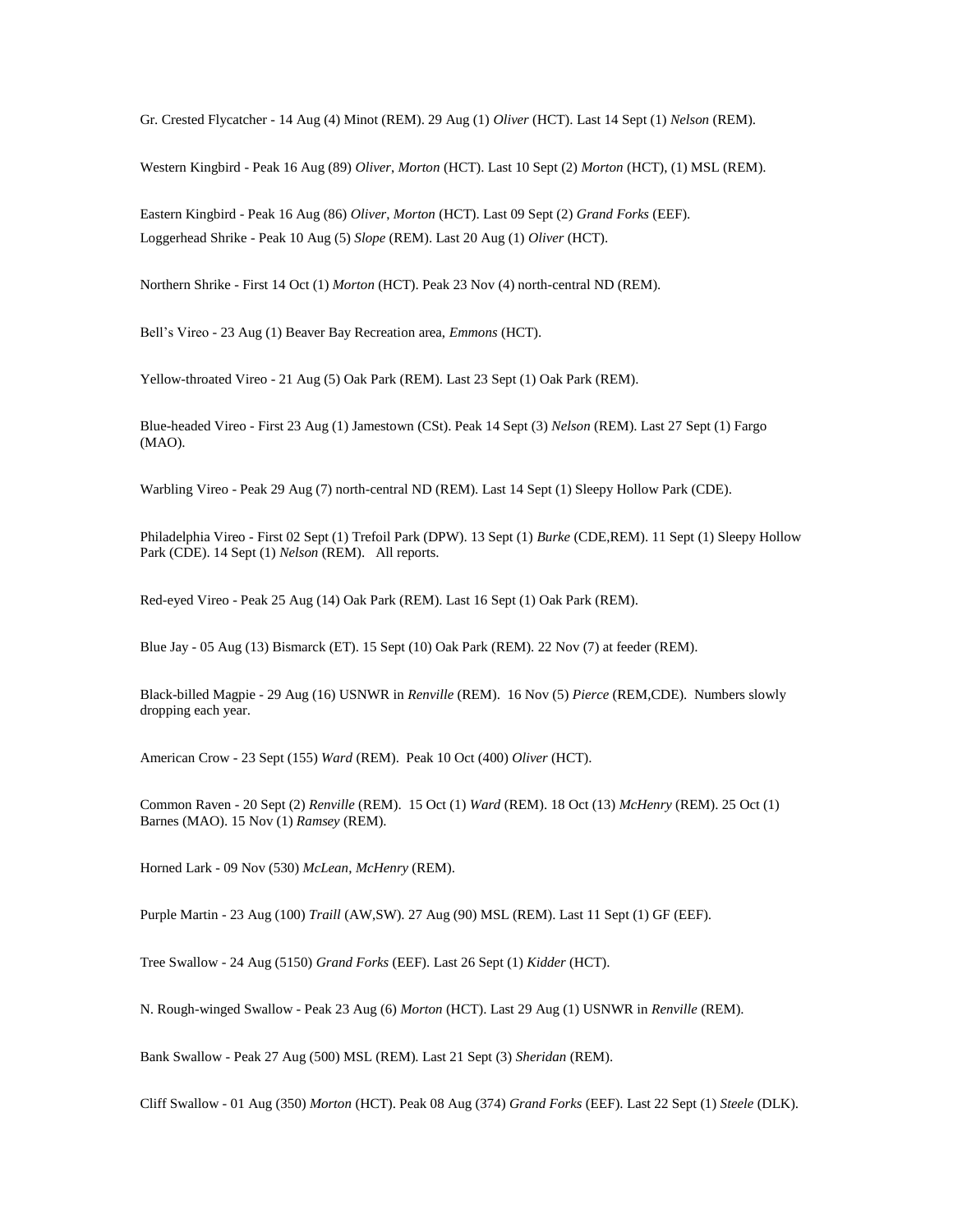Gr. Crested Flycatcher - 14 Aug (4) Minot (REM). 29 Aug (1) *Oliver* (HCT). Last 14 Sept (1) *Nelson* (REM).

Western Kingbird - Peak 16 Aug (89) *Oliver*, *Morton* (HCT). Last 10 Sept (2) *Morton* (HCT), (1) MSL (REM).

Eastern Kingbird - Peak 16 Aug (86) *Oliver*, *Morton* (HCT). Last 09 Sept (2) *Grand Forks* (EEF).

Loggerhead Shrike - Peak 10 Aug (5) *Slope* (REM). Last 20 Aug (1) *Oliver* (HCT).

Northern Shrike - First 14 Oct (1) *Morton* (HCT). Peak 23 Nov (4) north-central ND (REM).

Bell's Vireo - 23 Aug (1) Beaver Bay Recreation area, *Emmons* (HCT).

Yellow-throated Vireo - 21 Aug (5) Oak Park (REM). Last 23 Sept (1) Oak Park (REM).

Blue-headed Vireo - First 23 Aug (1) Jamestown (CSt). Peak 14 Sept (3) *Nelson* (REM). Last 27 Sept (1) Fargo (MAO).

Warbling Vireo - Peak 29 Aug (7) north-central ND (REM). Last 14 Sept (1) Sleepy Hollow Park (CDE).

Philadelphia Vireo - First 02 Sept (1) Trefoil Park (DPW). 13 Sept (1) *Burke* (CDE,REM). 11 Sept (1) Sleepy Hollow Park (CDE). 14 Sept (1) *Nelson* (REM). All reports.

Red-eyed Vireo - Peak 25 Aug (14) Oak Park (REM). Last 16 Sept (1) Oak Park (REM).

Blue Jay - 05 Aug (13) Bismarck (ET). 15 Sept (10) Oak Park (REM). 22 Nov (7) at feeder (REM).

Black-billed Magpie - 29 Aug (16) USNWR in *Renville* (REM). 16 Nov (5) *Pierce* (REM,CDE). Numbers slowly dropping each year.

American Crow - 23 Sept (155) *Ward* (REM). Peak 10 Oct (400) *Oliver* (HCT).

Common Raven - 20 Sept (2) *Renville* (REM). 15 Oct (1) *Ward* (REM). 18 Oct (13) *McHenry* (REM). 25 Oct (1) Barnes (MAO). 15 Nov (1) *Ramsey* (REM).

Horned Lark - 09 Nov (530) *McLean*, *McHenry* (REM).

Purple Martin - 23 Aug (100) *Traill* (AW,SW). 27 Aug (90) MSL (REM). Last 11 Sept (1) GF (EEF).

Tree Swallow - 24 Aug (5150) *Grand Forks* (EEF). Last 26 Sept (1) *Kidder* (HCT).

N. Rough-winged Swallow - Peak 23 Aug (6) *Morton* (HCT). Last 29 Aug (1) USNWR in *Renville* (REM).

Bank Swallow - Peak 27 Aug (500) MSL (REM). Last 21 Sept (3) *Sheridan* (REM).

Cliff Swallow - 01 Aug (350) *Morton* (HCT). Peak 08 Aug (374) *Grand Forks* (EEF). Last 22 Sept (1) *Steele* (DLK).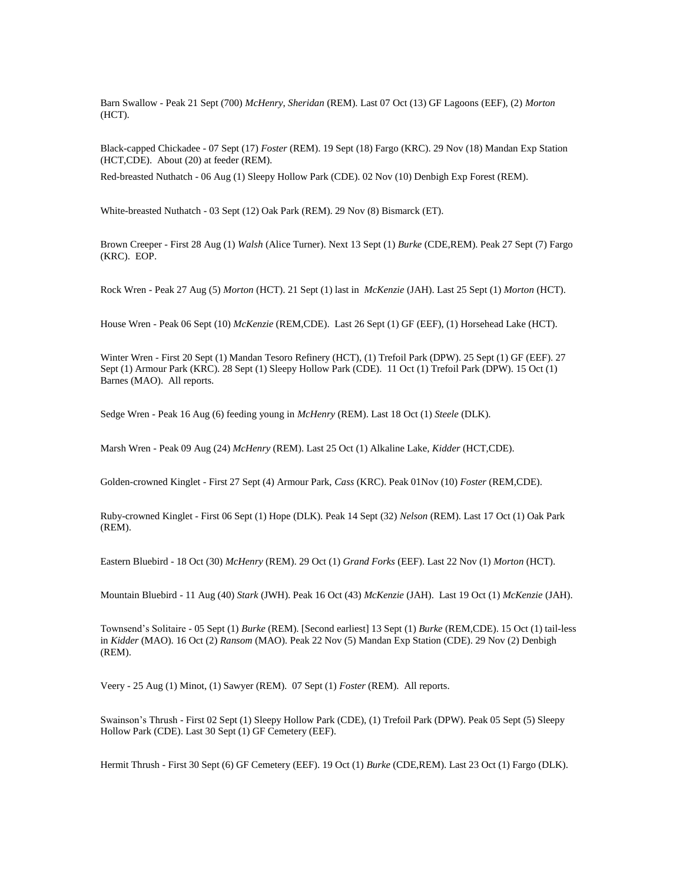Barn Swallow - Peak 21 Sept (700) *McHenry, Sheridan* (REM). Last 07 Oct (13) GF Lagoons (EEF), (2) *Morton* (HCT).

Black-capped Chickadee - 07 Sept (17) *Foster* (REM). 19 Sept (18) Fargo (KRC). 29 Nov (18) Mandan Exp Station (HCT,CDE). About (20) at feeder (REM).

Red-breasted Nuthatch - 06 Aug (1) Sleepy Hollow Park (CDE). 02 Nov (10) Denbigh Exp Forest (REM).

White-breasted Nuthatch - 03 Sept (12) Oak Park (REM). 29 Nov (8) Bismarck (ET).

Brown Creeper - First 28 Aug (1) *Walsh* (Alice Turner). Next 13 Sept (1) *Burke* (CDE,REM). Peak 27 Sept (7) Fargo (KRC). EOP.

Rock Wren - Peak 27 Aug (5) *Morton* (HCT). 21 Sept (1) last in *McKenzie* (JAH). Last 25 Sept (1) *Morton* (HCT).

House Wren - Peak 06 Sept (10) *McKenzie* (REM,CDE). Last 26 Sept (1) GF (EEF), (1) Horsehead Lake (HCT).

Winter Wren - First 20 Sept (1) Mandan Tesoro Refinery (HCT), (1) Trefoil Park (DPW). 25 Sept (1) GF (EEF). 27 Sept (1) Armour Park (KRC). 28 Sept (1) Sleepy Hollow Park (CDE). 11 Oct (1) Trefoil Park (DPW). 15 Oct (1) Barnes (MAO). All reports.

Sedge Wren - Peak 16 Aug (6) feeding young in *McHenry* (REM). Last 18 Oct (1) *Steele* (DLK).

Marsh Wren - Peak 09 Aug (24) *McHenry* (REM). Last 25 Oct (1) Alkaline Lake, *Kidder* (HCT,CDE).

Golden-crowned Kinglet - First 27 Sept (4) Armour Park, *Cass* (KRC). Peak 01Nov (10) *Foster* (REM,CDE).

Ruby-crowned Kinglet - First 06 Sept (1) Hope (DLK). Peak 14 Sept (32) *Nelson* (REM). Last 17 Oct (1) Oak Park (REM).

Eastern Bluebird - 18 Oct (30) *McHenry* (REM). 29 Oct (1) *Grand Forks* (EEF). Last 22 Nov (1) *Morton* (HCT).

Mountain Bluebird - 11 Aug (40) *Stark* (JWH). Peak 16 Oct (43) *McKenzie* (JAH). Last 19 Oct (1) *McKenzie* (JAH).

Townsend's Solitaire - 05 Sept (1) *Burke* (REM). [Second earliest] 13 Sept (1) *Burke* (REM,CDE). 15 Oct (1) tail-less in *Kidder* (MAO). 16 Oct (2) *Ransom* (MAO). Peak 22 Nov (5) Mandan Exp Station (CDE). 29 Nov (2) Denbigh (REM).

Veery - 25 Aug (1) Minot, (1) Sawyer (REM). 07 Sept (1) *Foster* (REM). All reports.

Swainson's Thrush - First 02 Sept (1) Sleepy Hollow Park (CDE), (1) Trefoil Park (DPW). Peak 05 Sept (5) Sleepy Hollow Park (CDE). Last 30 Sept (1) GF Cemetery (EEF).

Hermit Thrush - First 30 Sept (6) GF Cemetery (EEF). 19 Oct (1) *Burke* (CDE,REM). Last 23 Oct (1) Fargo (DLK).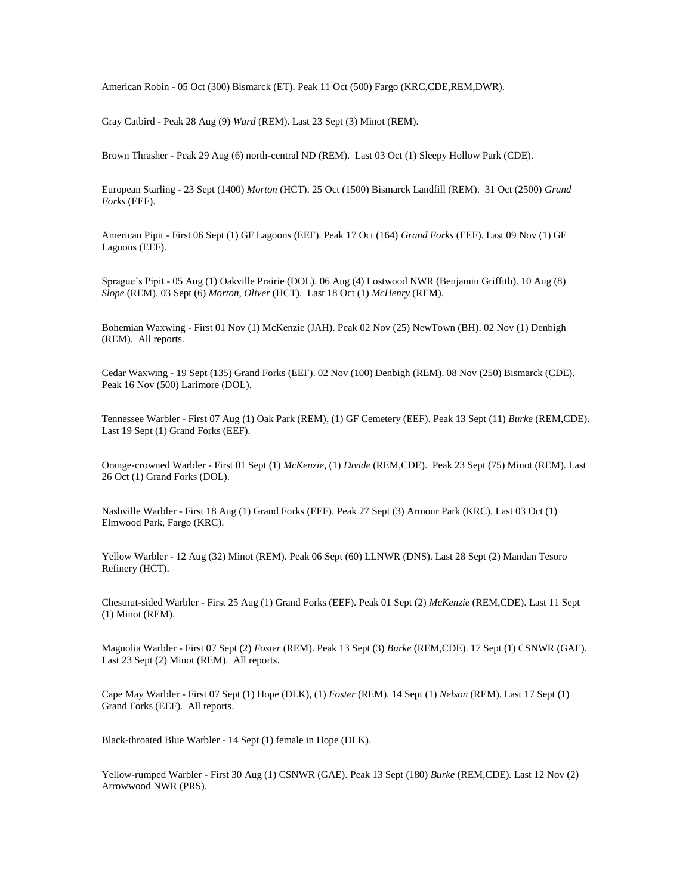American Robin - 05 Oct (300) Bismarck (ET). Peak 11 Oct (500) Fargo (KRC,CDE,REM,DWR).

Gray Catbird - Peak 28 Aug (9) *Ward* (REM). Last 23 Sept (3) Minot (REM).

Brown Thrasher - Peak 29 Aug (6) north-central ND (REM). Last 03 Oct (1) Sleepy Hollow Park (CDE).

European Starling - 23 Sept (1400) *Morton* (HCT). 25 Oct (1500) Bismarck Landfill (REM). 31 Oct (2500) *Grand Forks* (EEF).

American Pipit - First 06 Sept (1) GF Lagoons (EEF). Peak 17 Oct (164) *Grand Forks* (EEF). Last 09 Nov (1) GF Lagoons (EEF).

Sprague's Pipit - 05 Aug (1) Oakville Prairie (DOL). 06 Aug (4) Lostwood NWR (Benjamin Griffith). 10 Aug (8) *Slope* (REM). 03 Sept (6) *Morton, Oliver* (HCT). Last 18 Oct (1) *McHenry* (REM).

Bohemian Waxwing - First 01 Nov (1) McKenzie (JAH). Peak 02 Nov (25) NewTown (BH). 02 Nov (1) Denbigh (REM). All reports.

Cedar Waxwing - 19 Sept (135) Grand Forks (EEF). 02 Nov (100) Denbigh (REM). 08 Nov (250) Bismarck (CDE). Peak 16 Nov (500) Larimore (DOL).

Tennessee Warbler - First 07 Aug (1) Oak Park (REM), (1) GF Cemetery (EEF). Peak 13 Sept (11) *Burke* (REM,CDE). Last 19 Sept (1) Grand Forks (EEF).

Orange-crowned Warbler - First 01 Sept (1) *McKenzie*, (1) *Divide* (REM,CDE). Peak 23 Sept (75) Minot (REM). Last 26 Oct (1) Grand Forks (DOL).

Nashville Warbler - First 18 Aug (1) Grand Forks (EEF). Peak 27 Sept (3) Armour Park (KRC). Last 03 Oct (1) Elmwood Park, Fargo (KRC).

Yellow Warbler - 12 Aug (32) Minot (REM). Peak 06 Sept (60) LLNWR (DNS). Last 28 Sept (2) Mandan Tesoro Refinery (HCT).

Chestnut-sided Warbler - First 25 Aug (1) Grand Forks (EEF). Peak 01 Sept (2) *McKenzie* (REM,CDE). Last 11 Sept (1) Minot (REM).

Magnolia Warbler - First 07 Sept (2) *Foster* (REM). Peak 13 Sept (3) *Burke* (REM,CDE). 17 Sept (1) CSNWR (GAE). Last 23 Sept (2) Minot (REM). All reports.

Cape May Warbler - First 07 Sept (1) Hope (DLK), (1) *Foster* (REM). 14 Sept (1) *Nelson* (REM). Last 17 Sept (1) Grand Forks (EEF). All reports.

Black-throated Blue Warbler - 14 Sept (1) female in Hope (DLK).

Yellow-rumped Warbler - First 30 Aug (1) CSNWR (GAE). Peak 13 Sept (180) *Burke* (REM,CDE). Last 12 Nov (2) Arrowwood NWR (PRS).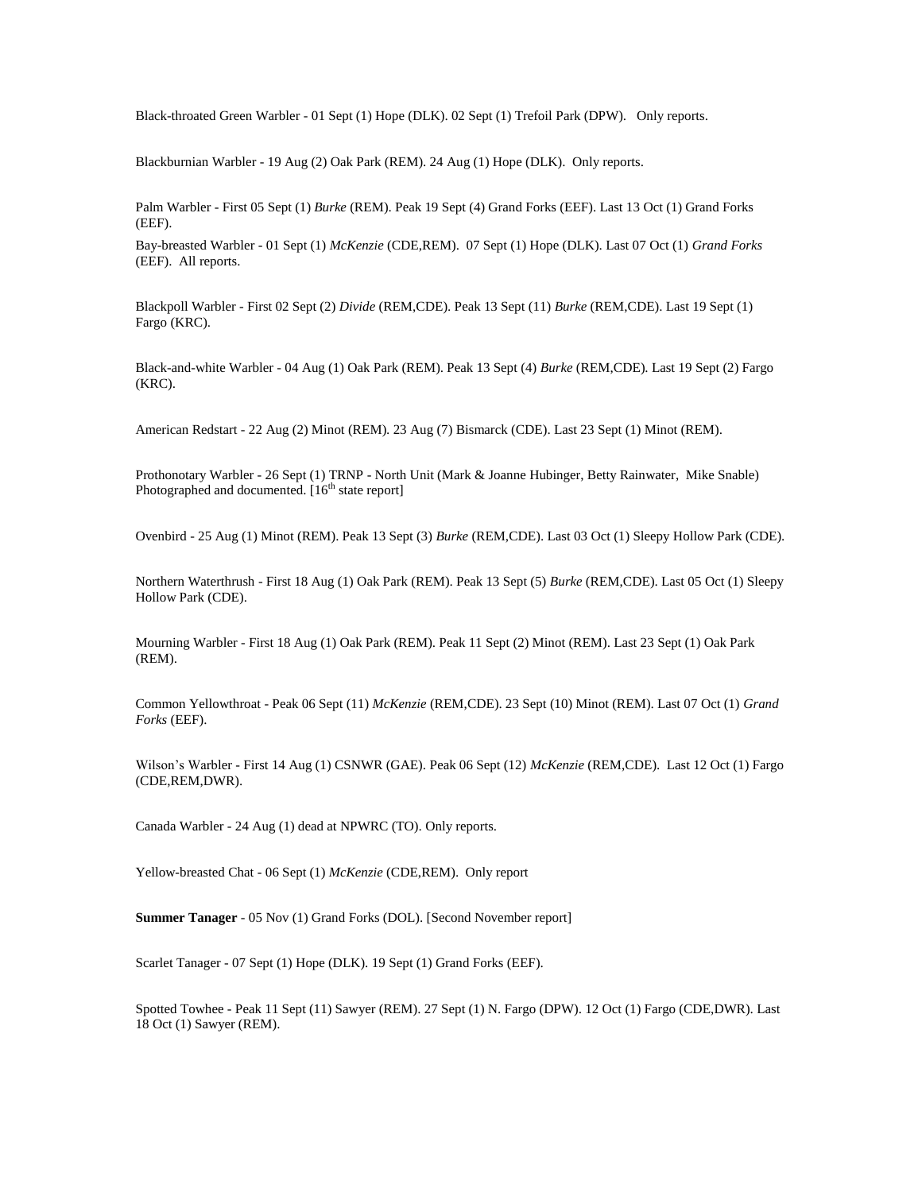Black-throated Green Warbler - 01 Sept (1) Hope (DLK). 02 Sept (1) Trefoil Park (DPW). Only reports.

Blackburnian Warbler - 19 Aug (2) Oak Park (REM). 24 Aug (1) Hope (DLK). Only reports.

Palm Warbler - First 05 Sept (1) *Burke* (REM). Peak 19 Sept (4) Grand Forks (EEF). Last 13 Oct (1) Grand Forks (EEF).

Bay-breasted Warbler - 01 Sept (1) *McKenzie* (CDE,REM). 07 Sept (1) Hope (DLK). Last 07 Oct (1) *Grand Forks* (EEF). All reports.

Blackpoll Warbler - First 02 Sept (2) *Divide* (REM,CDE). Peak 13 Sept (11) *Burke* (REM,CDE). Last 19 Sept (1) Fargo (KRC).

Black-and-white Warbler - 04 Aug (1) Oak Park (REM). Peak 13 Sept (4) *Burke* (REM,CDE). Last 19 Sept (2) Fargo (KRC).

American Redstart - 22 Aug (2) Minot (REM). 23 Aug (7) Bismarck (CDE). Last 23 Sept (1) Minot (REM).

Prothonotary Warbler - 26 Sept (1) TRNP - North Unit (Mark & Joanne Hubinger, Betty Rainwater, Mike Snable) Photographed and documented. [16th state report]

Ovenbird - 25 Aug (1) Minot (REM). Peak 13 Sept (3) *Burke* (REM,CDE). Last 03 Oct (1) Sleepy Hollow Park (CDE).

Northern Waterthrush - First 18 Aug (1) Oak Park (REM). Peak 13 Sept (5) *Burke* (REM,CDE). Last 05 Oct (1) Sleepy Hollow Park (CDE).

Mourning Warbler - First 18 Aug (1) Oak Park (REM). Peak 11 Sept (2) Minot (REM). Last 23 Sept (1) Oak Park (REM).

Common Yellowthroat - Peak 06 Sept (11) *McKenzie* (REM,CDE). 23 Sept (10) Minot (REM). Last 07 Oct (1) *Grand Forks* (EEF).

Wilson's Warbler - First 14 Aug (1) CSNWR (GAE). Peak 06 Sept (12) *McKenzie* (REM,CDE). Last 12 Oct (1) Fargo (CDE,REM,DWR).

Canada Warbler - 24 Aug (1) dead at NPWRC (TO). Only reports.

Yellow-breasted Chat - 06 Sept (1) *McKenzie* (CDE,REM). Only report

**Summer Tanager** - 05 Nov (1) Grand Forks (DOL). [Second November report]

Scarlet Tanager - 07 Sept (1) Hope (DLK). 19 Sept (1) Grand Forks (EEF).

Spotted Towhee - Peak 11 Sept (11) Sawyer (REM). 27 Sept (1) N. Fargo (DPW). 12 Oct (1) Fargo (CDE,DWR). Last 18 Oct (1) Sawyer (REM).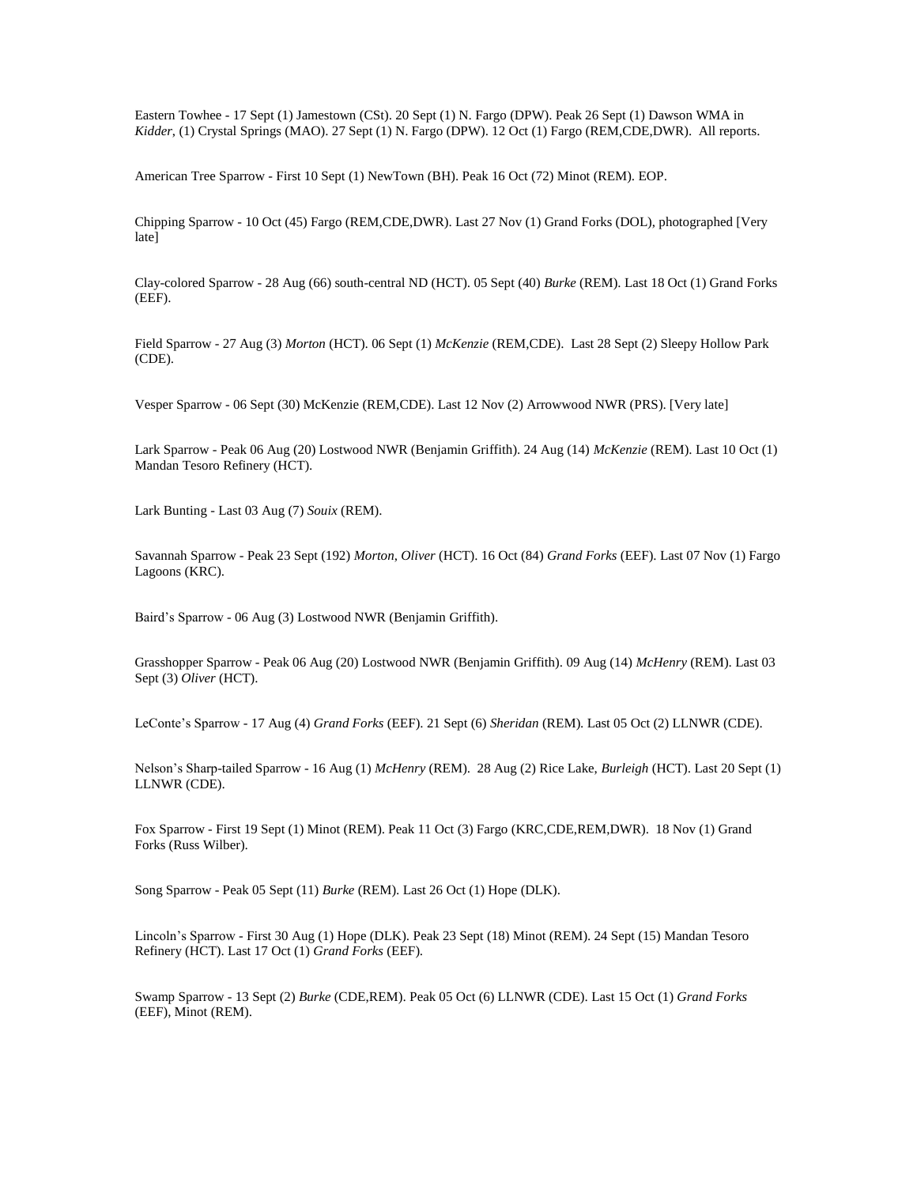Eastern Towhee - 17 Sept (1) Jamestown (CSt). 20 Sept (1) N. Fargo (DPW). Peak 26 Sept (1) Dawson WMA in *Kidder*, (1) Crystal Springs (MAO). 27 Sept (1) N. Fargo (DPW). 12 Oct (1) Fargo (REM,CDE,DWR). All reports.

American Tree Sparrow - First 10 Sept (1) NewTown (BH). Peak 16 Oct (72) Minot (REM). EOP.

Chipping Sparrow - 10 Oct (45) Fargo (REM,CDE,DWR). Last 27 Nov (1) Grand Forks (DOL), photographed [Very late]

Clay-colored Sparrow - 28 Aug (66) south-central ND (HCT). 05 Sept (40) *Burke* (REM). Last 18 Oct (1) Grand Forks (EEF).

Field Sparrow - 27 Aug (3) *Morton* (HCT). 06 Sept (1) *McKenzie* (REM,CDE). Last 28 Sept (2) Sleepy Hollow Park (CDE).

Vesper Sparrow - 06 Sept (30) McKenzie (REM,CDE). Last 12 Nov (2) Arrowwood NWR (PRS). [Very late]

Lark Sparrow - Peak 06 Aug (20) Lostwood NWR (Benjamin Griffith). 24 Aug (14) *McKenzie* (REM). Last 10 Oct (1) Mandan Tesoro Refinery (HCT).

Lark Bunting - Last 03 Aug (7) *Souix* (REM).

Savannah Sparrow - Peak 23 Sept (192) *Morton, Oliver* (HCT). 16 Oct (84) *Grand Forks* (EEF). Last 07 Nov (1) Fargo Lagoons (KRC).

Baird's Sparrow - 06 Aug (3) Lostwood NWR (Benjamin Griffith).

Grasshopper Sparrow - Peak 06 Aug (20) Lostwood NWR (Benjamin Griffith). 09 Aug (14) *McHenry* (REM). Last 03 Sept (3) *Oliver* (HCT).

LeConte's Sparrow - 17 Aug (4) *Grand Forks* (EEF). 21 Sept (6) *Sheridan* (REM). Last 05 Oct (2) LLNWR (CDE).

Nelson's Sharp-tailed Sparrow - 16 Aug (1) *McHenry* (REM). 28 Aug (2) Rice Lake, *Burleigh* (HCT). Last 20 Sept (1) LLNWR (CDE).

Fox Sparrow - First 19 Sept (1) Minot (REM). Peak 11 Oct (3) Fargo (KRC,CDE,REM,DWR). 18 Nov (1) Grand Forks (Russ Wilber).

Song Sparrow - Peak 05 Sept (11) *Burke* (REM). Last 26 Oct (1) Hope (DLK).

Lincoln's Sparrow - First 30 Aug (1) Hope (DLK). Peak 23 Sept (18) Minot (REM). 24 Sept (15) Mandan Tesoro Refinery (HCT). Last 17 Oct (1) *Grand Forks* (EEF).

Swamp Sparrow - 13 Sept (2) *Burke* (CDE,REM). Peak 05 Oct (6) LLNWR (CDE). Last 15 Oct (1) *Grand Forks* (EEF), Minot (REM).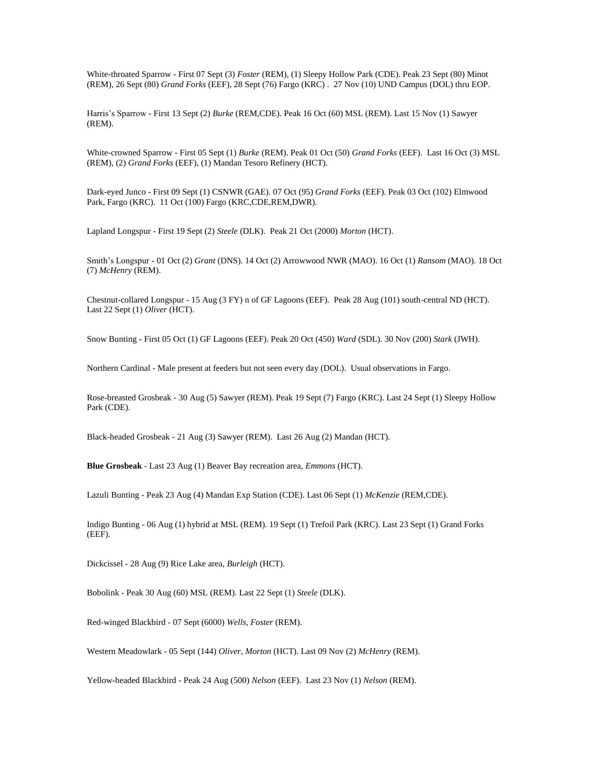White-throated Sparrow - First 07 Sept (3) *Foster* (REM), (1) Sleepy Hollow Park (CDE). Peak 23 Sept (80) Minot (REM), 26 Sept (80) *Grand Forks* (EEF), 28 Sept (76) Fargo (KRC) . 27 Nov (10) UND Campus (DOL) thru EOP.

Harris's Sparrow - First 13 Sept (2) *Burke* (REM,CDE). Peak 16 Oct (60) MSL (REM). Last 15 Nov (1) Sawyer (REM).

White-crowned Sparrow - First 05 Sept (1) *Burke* (REM). Peak 01 Oct (50) *Grand Forks* (EEF). Last 16 Oct (3) MSL (REM), (2) *Grand Forks* (EEF), (1) Mandan Tesoro Refinery (HCT).

Dark-eyed Junco - First 09 Sept (1) CSNWR (GAE). 07 Oct (95) *Grand Forks* (EEF). Peak 03 Oct (102) Elmwood Park, Fargo (KRC). 11 Oct (100) Fargo (KRC,CDE,REM,DWR).

Lapland Longspur - First 19 Sept (2) *Steele* (DLK). Peak 21 Oct (2000) *Morton* (HCT).

Smith's Longspur - 01 Oct (2) *Grant* (DNS). 14 Oct (2) Arrowwood NWR (MAO). 16 Oct (1) *Ransom* (MAO). 18 Oct (7) *McHenry* (REM).

Chestnut-collared Longspur - 15 Aug (3 FY) n of GF Lagoons (EEF). Peak 28 Aug (101) south-central ND (HCT). Last 22 Sept (1) *Oliver* (HCT).

Snow Bunting - First 05 Oct (1) GF Lagoons (EEF). Peak 20 Oct (450) *Ward* (SDL). 30 Nov (200) *Stark* (JWH).

Northern Cardinal - Male present at feeders but not seen every day (DOL). Usual observations in Fargo.

Rose-breasted Grosbeak - 30 Aug (5) Sawyer (REM). Peak 19 Sept (7) Fargo (KRC). Last 24 Sept (1) Sleepy Hollow Park (CDE).

Black-headed Grosbeak - 21 Aug (3) Sawyer (REM). Last 26 Aug (2) Mandan (HCT).

**Blue Grosbeak** - Last 23 Aug (1) Beaver Bay recreation area, *Emmons* (HCT).

Lazuli Bunting - Peak 23 Aug (4) Mandan Exp Station (CDE). Last 06 Sept (1) *McKenzie* (REM,CDE).

Indigo Bunting - 06 Aug (1) hybrid at MSL (REM). 19 Sept (1) Trefoil Park (KRC). Last 23 Sept (1) Grand Forks (EEF).

Dickcissel - 28 Aug (9) Rice Lake area, *Burleigh* (HCT).

Bobolink - Peak 30 Aug (60) MSL (REM). Last 22 Sept (1) *Steele* (DLK).

Red-winged Blackbird - 07 Sept (6000) *Wells*, *Foster* (REM).

Western Meadowlark - 05 Sept (144) *Oliver*, *Morton* (HCT). Last 09 Nov (2) *McHenry* (REM).

Yellow-headed Blackbird - Peak 24 Aug (500) *Nelson* (EEF). Last 23 Nov (1) *Nelson* (REM).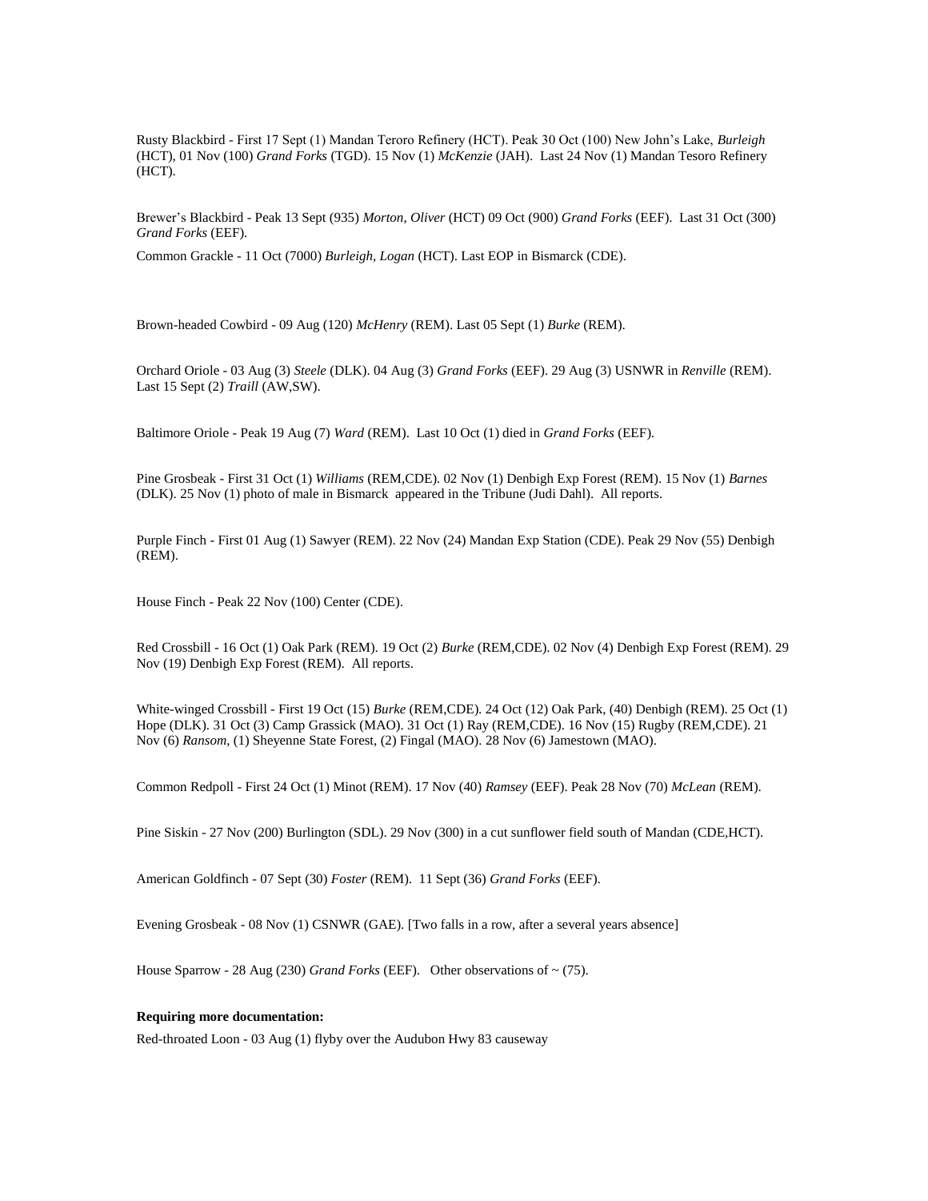Rusty Blackbird - First 17 Sept (1) Mandan Teroro Refinery (HCT). Peak 30 Oct (100) New John's Lake, *Burleigh* (HCT), 01 Nov (100) *Grand Forks* (TGD). 15 Nov (1) *McKenzie* (JAH). Last 24 Nov (1) Mandan Tesoro Refinery (HCT).

Brewer's Blackbird - Peak 13 Sept (935) *Morton, Oliver* (HCT) 09 Oct (900) *Grand Forks* (EEF). Last 31 Oct (300) *Grand Forks* (EEF).

Common Grackle - 11 Oct (7000) *Burleigh, Logan* (HCT). Last EOP in Bismarck (CDE).

Brown-headed Cowbird - 09 Aug (120) *McHenry* (REM). Last 05 Sept (1) *Burke* (REM).

Orchard Oriole - 03 Aug (3) *Steele* (DLK). 04 Aug (3) *Grand Forks* (EEF). 29 Aug (3) USNWR in *Renville* (REM). Last 15 Sept (2) *Traill* (AW,SW).

Baltimore Oriole - Peak 19 Aug (7) *Ward* (REM). Last 10 Oct (1) died in *Grand Forks* (EEF).

Pine Grosbeak - First 31 Oct (1) *Williams* (REM,CDE). 02 Nov (1) Denbigh Exp Forest (REM). 15 Nov (1) *Barnes* (DLK). 25 Nov (1) photo of male in Bismarck appeared in the Tribune (Judi Dahl). All reports.

Purple Finch - First 01 Aug (1) Sawyer (REM). 22 Nov (24) Mandan Exp Station (CDE). Peak 29 Nov (55) Denbigh (REM).

House Finch - Peak 22 Nov (100) Center (CDE).

Red Crossbill - 16 Oct (1) Oak Park (REM). 19 Oct (2) *Burke* (REM,CDE). 02 Nov (4) Denbigh Exp Forest (REM). 29 Nov (19) Denbigh Exp Forest (REM). All reports.

White-winged Crossbill - First 19 Oct (15) *Burke* (REM,CDE). 24 Oct (12) Oak Park, (40) Denbigh (REM). 25 Oct (1) Hope (DLK). 31 Oct (3) Camp Grassick (MAO). 31 Oct (1) Ray (REM,CDE). 16 Nov (15) Rugby (REM,CDE). 21 Nov (6) *Ransom*, (1) Sheyenne State Forest, (2) Fingal (MAO). 28 Nov (6) Jamestown (MAO).

Common Redpoll - First 24 Oct (1) Minot (REM). 17 Nov (40) *Ramsey* (EEF). Peak 28 Nov (70) *McLean* (REM).

Pine Siskin - 27 Nov (200) Burlington (SDL). 29 Nov (300) in a cut sunflower field south of Mandan (CDE,HCT).

American Goldfinch - 07 Sept (30) *Foster* (REM). 11 Sept (36) *Grand Forks* (EEF).

Evening Grosbeak - 08 Nov (1) CSNWR (GAE). [Two falls in a row, after a several years absence]

House Sparrow - 28 Aug (230) *Grand Forks* (EEF). Other observations of ~ (75).

**Requiring more documentation:**

Red-throated Loon - 03 Aug (1) flyby over the Audubon Hwy 83 causeway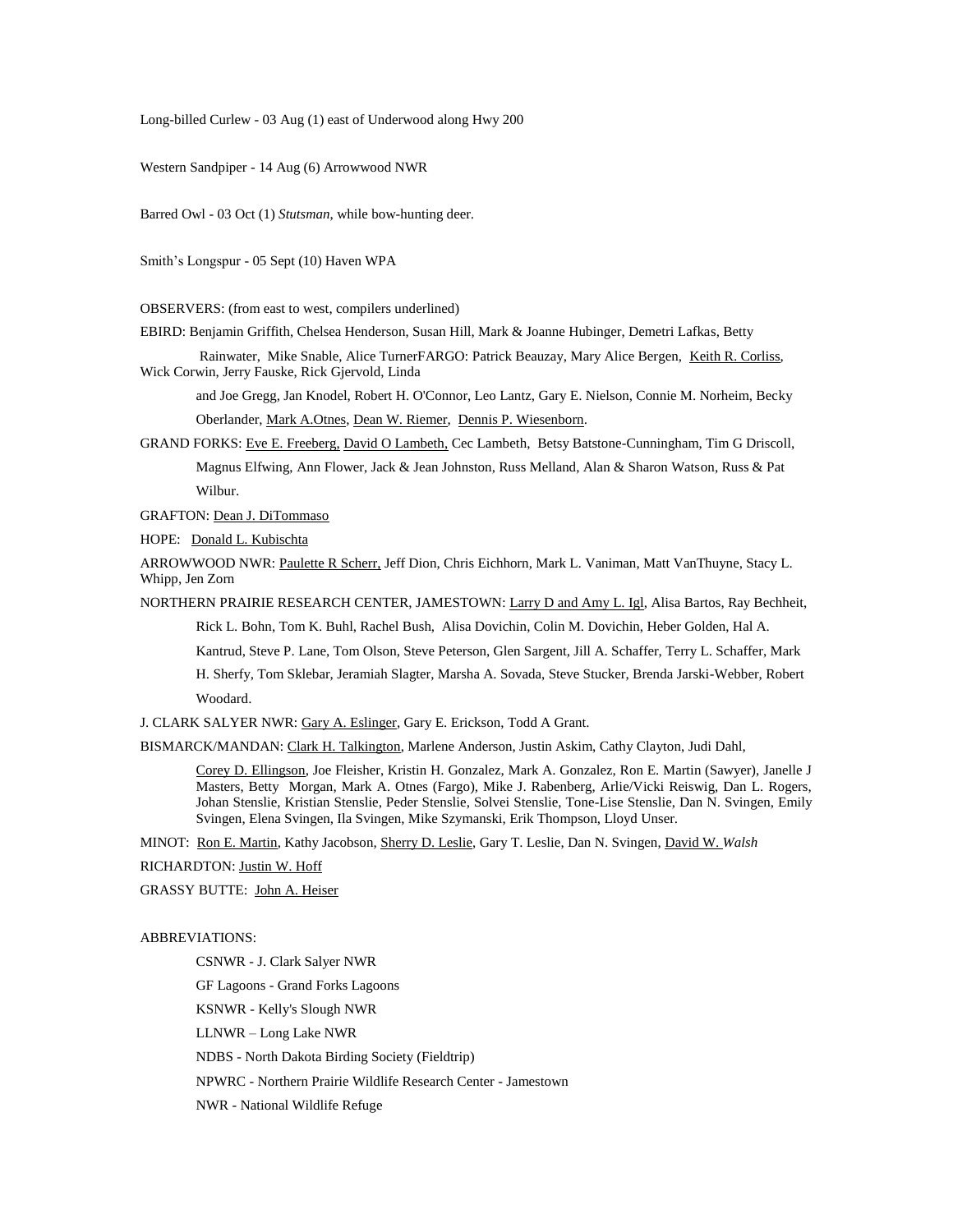Long-billed Curlew - 03 Aug (1) east of Underwood along Hwy 200

Western Sandpiper - 14 Aug (6) Arrowwood NWR

Barred Owl - 03 Oct (1) *Stutsman*, while bow-hunting deer.

Smith's Longspur - 05 Sept (10) Haven WPA

OBSERVERS: (from east to west, compilers underlined)

EBIRD: Benjamin Griffith, Chelsea Henderson, Susan Hill, Mark & Joanne Hubinger, Demetri Lafkas, Betty Rainwater, Mike Snable, Alice TurnerFARGO: Patrick Beauzay, Mary Alice Bergen, <u>Keith R. Corliss</u>, Wick Corwin, Jerry Fauske, Rick Gjervold, Linda and Joe Gregg, Jan Knodel, Robert H. O'Connor, Leo Lantz, Gary E. Nielson, Connie M. Norheim, Becky Oberlander, <u>Mark A.Otnes</u>, <u>Dean W. Riemer</u>, <u>Dennis P. Wiesenborn</u>.

GRAND FORKS: <u>Eve E. Freeberg,</u> <u>David O Lambeth,</u> Cec Lambeth, Betsy Batstone-Cunningham, Tim G Driscoll, Magnus Elfwing, Ann Flower, Jack & Jean Johnston, Russ Melland, Alan & Sharon Watson, Russ & Pat Wilbur.

GRAFTON: <u>Dean J. DiTommaso</u>

HOPE: <u>Donald L. Kubischta</u>

ARROWWOOD NWR: <u>Paulette R Scherr,</u> Jeff Dion, Chris Eichhorn, Mark L. Vaniman, Matt VanThuyne, Stacy L. Whipp, Jen Zorn

NORTHERN PRAIRIE RESEARCH CENTER, JAMESTOWN: <u>Larry D and Amy L. Igl</u>, Alisa Bartos, Ray Bechheit, Rick L. Bohn, Tom K. Buhl, Rachel Bush, Alisa Dovichin, Colin M. Dovichin, Heber Golden, Hal A. Kantrud, Steve P. Lane, Tom Olson, Steve Peterson, Glen Sargent, Jill A. Schaffer, Terry L. Schaffer, Mark H. Sherfy, Tom Sklebar, Jeramiah Slagter, Marsha A. Sovada, Steve Stucker, Brenda Jarski-Webber, Robert Woodard.

J. CLARK SALYER NWR: <u>Gary A. Eslinger</u>, Gary E. Erickson, Todd A Grant.

BISMARCK/MANDAN: <u>Clark H. Talkington</u>, Marlene Anderson, Justin Askim, Cathy Clayton, Judi Dahl, <u>Corey D. Ellingson</u>, Joe Fleisher, Kristin H. Gonzalez, Mark A. Gonzalez, Ron E. Martin (Sawyer), Janelle J Masters, Betty Morgan, Mark A. Otnes (Fargo), Mike J. Rabenberg, Arlie/Vicki Reiswig, Dan L. Rogers, Johan Stenslie, Kristian Stenslie, Peder Stenslie, Solvei Stenslie, Tone-Lise Stenslie, Dan N. Svingen, Emily Svingen, Elena Svingen, Ila Svingen, Mike Szymanski, Erik Thompson, Lloyd Unser.

MINOT: <u>Ron E. Martin</u>, Kathy Jacobson, <u>Sherry D. Leslie</u>, Gary T. Leslie, Dan N. Svingen, <u>David W. *Walsh*</u>

RICHARDTON: <u>Justin W. Hoff</u>

GRASSY BUTTE: <u>John A. Heiser</u>

ABBREVIATIONS:

CSNWR - J. Clark Salyer NWR

GF Lagoons - Grand Forks Lagoons

KSNWR - Kelly's Slough NWR

LLNWR – Long Lake NWR

NDBS - North Dakota Birding Society (Fieldtrip)

NPWRC - Northern Prairie Wildlife Research Center - Jamestown

NWR - National Wildlife Refuge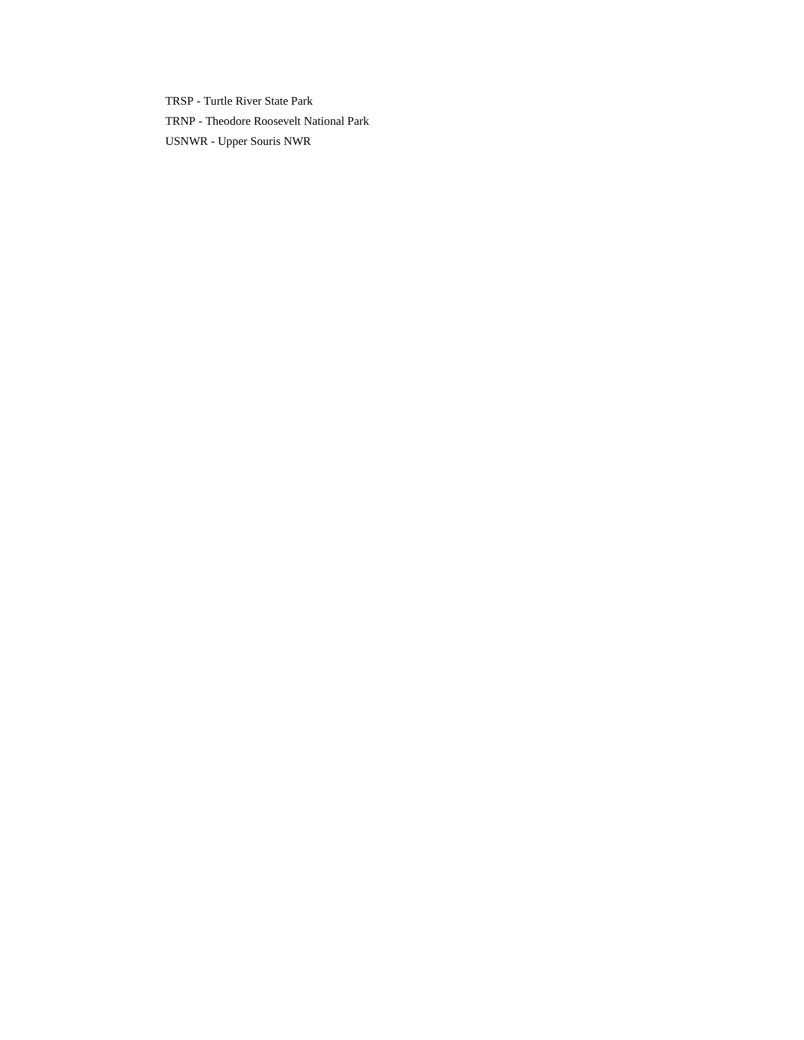TRSP - Turtle River State Park

TRNP - Theodore Roosevelt National Park

USNWR - Upper Souris NWR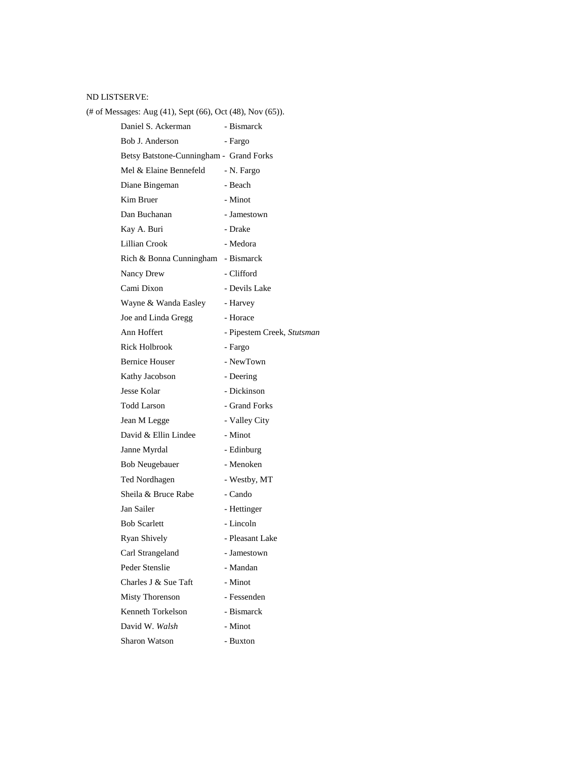ND LISTSERVE:

(# of Messages: Aug (41), Sept (66), Oct (48), Nov (65)).

| | |
|---|---|
| Daniel S. Ackerman | - Bismarck |
| Bob J. Anderson | - Fargo |
| Betsy Batstone-Cunningham - | Grand Forks |
| Mel & Elaine Bennefeld | - N. Fargo |
| Diane Bingeman | - Beach |
| Kim Bruer | - Minot |
| Dan Buchanan | - Jamestown |
| Kay A. Buri | - Drake |
| Lillian Crook | - Medora |
| Rich & Bonna Cunningham | - Bismarck |
| Nancy Drew | - Clifford |
| Cami Dixon | - Devils Lake |
| Wayne & Wanda Easley | - Harvey |
| Joe and Linda Gregg | - Horace |
| Ann Hoffert | - Pipestem Creek, *Stutsman* |
| Rick Holbrook | - Fargo |
| Bernice Houser | - NewTown |
| Kathy Jacobson | - Deering |
| Jesse Kolar | - Dickinson |
| Todd Larson | - Grand Forks |
| Jean M Legge | - Valley City |
| David & Ellin Lindee | - Minot |
| Janne Myrdal | - Edinburg |
| Bob Neugebauer | - Menoken |
| Ted Nordhagen | - Westby, MT |
| Sheila & Bruce Rabe | - Cando |
| Jan Sailer | - Hettinger |
| Bob Scarlett | - Lincoln |
| Ryan Shively | - Pleasant Lake |
| Carl Strangeland | - Jamestown |
| Peder Stenslie | - Mandan |
| Charles J & Sue Taft | - Minot |
| Misty Thorenson | - Fessenden |
| Kenneth Torkelson | - Bismarck |
| David W. *Walsh* | - Minot |
| Sharon Watson | - Buxton |